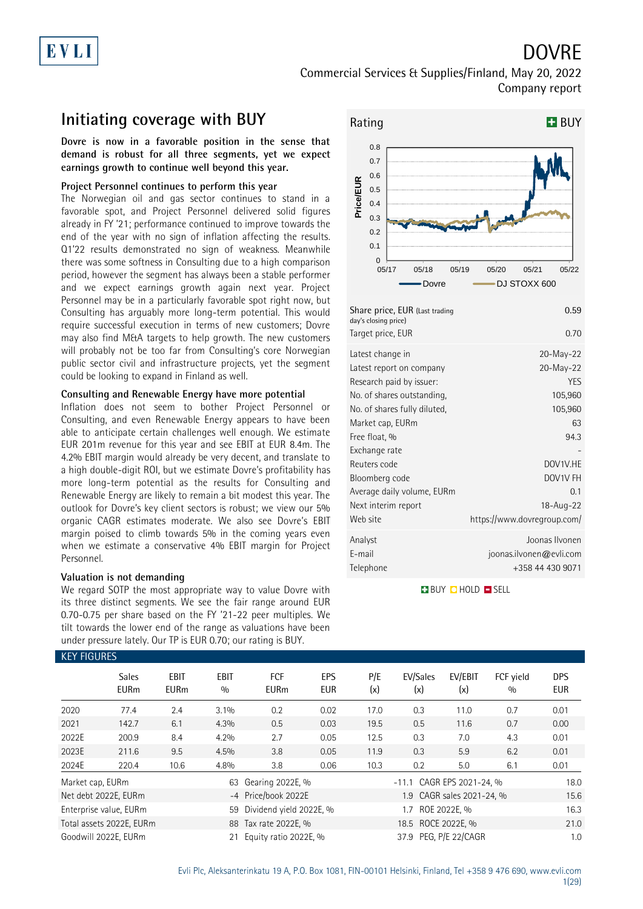# DOVRE

Commercial Services & Supplies/Finland, May 20, 2022
Company report

## Initiating coverage with BUY

**Dovre is now in a favorable position in the sense that demand is robust for all three segments, yet we expect earnings growth to continue well beyond this year.**

### Project Personnel continues to perform this year

The Norwegian oil and gas sector continues to stand in a favorable spot, and Project Personnel delivered solid figures already in FY '21; performance continued to improve towards the end of the year with no sign of inflation affecting the results. Q1'22 results demonstrated no sign of weakness. Meanwhile there was some softness in Consulting due to a high comparison period, however the segment has always been a stable performer and we expect earnings growth again next year. Project Personnel may be in a particularly favorable spot right now, but Consulting has arguably more long-term potential. This would require successful execution in terms of new customers; Dovre may also find M&A targets to help growth. The new customers will probably not be too far from Consulting's core Norwegian public sector civil and infrastructure projects, yet the segment could be looking to expand in Finland as well.

### Consulting and Renewable Energy have more potential

Inflation does not seem to bother Project Personnel or Consulting, and even Renewable Energy appears to have been able to anticipate certain challenges well enough. We estimate EUR 201m revenue for this year and see EBIT at EUR 8.4m. The 4.2% EBIT margin would already be very decent, and translate to a high double-digit ROI, but we estimate Dovre's profitability has more long-term potential as the results for Consulting and Renewable Energy are likely to remain a bit modest this year. The outlook for Dovre's key client sectors is robust; we view our 5% organic CAGR estimates moderate. We also see Dovre's EBIT margin poised to climb towards 5% in the coming years even when we estimate a conservative 4% EBIT margin for Project Personnel.

### Valuation is not demanding

We regard SOTP the most appropriate way to value Dovre with its three distinct segments. We see the fair range around EUR 0.70-0.75 per share based on the FY '21-22 peer multiples. We tilt towards the lower end of the range as valuations have been under pressure lately. Our TP is EUR 0.70; our rating is BUY.

**Rating:** BUY

| | |
|---|---|
| Share price, EUR (Last trading day's closing price) | 0.59 |
| Target price, EUR | 0.70 |
| Latest change in | 20-May-22 |
| Latest report on company | 20-May-22 |
| Research paid by issuer: | YES |
| No. of shares outstanding, | 105,960 |
| No. of shares fully diluted, | 105,960 |
| Market cap, EURm | 63 |
| Free float, % | 94.3 |
| Exchange rate | - |
| Reuters code | DOV1V.HE |
| Bloomberg code | DOV1V FH |
| Average daily volume, EURm | 0.1 |
| Next interim report | 18-Aug-22 |
| Web site | https://www.dovregroup.com/ |
| Analyst | Joonas Ilvonen |
| E-mail | joonas.ilvonen@evli.com |
| Telephone | +358 44 430 9071 |

BUY / HOLD / SELL

### KEY FIGURES

| | Sales EURm | EBIT EURm | EBIT % | FCF EURm | EPS EUR | P/E (x) | EV/Sales (x) | EV/EBIT (x) | FCF yield % | DPS EUR |
|---|---|---|---|---|---|---|---|---|---|---|
| 2020 | 77.4 | 2.4 | 3.1% | 0.2 | 0.02 | 17.0 | 0.3 | 11.0 | 0.7 | 0.01 |
| 2021 | 142.7 | 6.1 | 4.3% | 0.5 | 0.03 | 19.5 | 0.5 | 11.6 | 0.7 | 0.00 |
| 2022E | 200.9 | 8.4 | 4.2% | 2.7 | 0.05 | 12.5 | 0.3 | 7.0 | 4.3 | 0.01 |
| 2023E | 211.6 | 9.5 | 4.5% | 3.8 | 0.05 | 11.9 | 0.3 | 5.9 | 6.2 | 0.01 |
| 2024E | 220.4 | 10.6 | 4.8% | 3.8 | 0.06 | 10.3 | 0.2 | 5.0 | 6.1 | 0.01 |

| | | | | | |
|---|---|---|---|---|---|
| Market cap, EURm | 63 | Gearing 2022E, % | -11.1 | CAGR EPS 2021-24, % | 18.0 |
| Net debt 2022E, EURm | -4 | Price/book 2022E | 1.9 | CAGR sales 2021-24, % | 15.6 |
| Enterprise value, EURm | 59 | Dividend yield 2022E, % | 1.7 | ROE 2022E, % | 16.3 |
| Total assets 2022E, EURm | 88 | Tax rate 2022E, % | 18.5 | ROCE 2022E, % | 21.0 |
| Goodwill 2022E, EURm | 21 | Equity ratio 2022E, % | 37.9 | PEG, P/E 22/CAGR | 1.0 |

Evli Plc, Aleksanterinkatu 19 A, P.O. Box 1081, FIN-00101 Helsinki, Finland, Tel +358 9 476 690, www.evli.com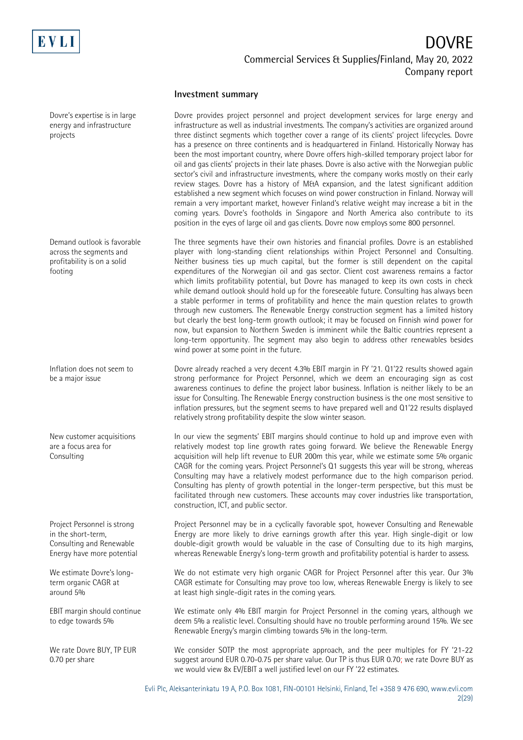## Investment summary

**Dovre's expertise is in large energy and infrastructure projects**

Dovre provides project personnel and project development services for large energy and infrastructure as well as industrial investments. The company's activities are organized around three distinct segments which together cover a range of its clients' project lifecycles. Dovre has a presence on three continents and is headquartered in Finland. Historically Norway has been the most important country, where Dovre offers high-skilled temporary project labor for oil and gas clients' projects in their late phases. Dovre is also active with the Norwegian public sector's civil and infrastructure investments, where the company works mostly on their early review stages. Dovre has a history of M&A expansion, and the latest significant addition established a new segment which focuses on wind power construction in Finland. Norway will remain a very important market, however Finland's relative weight may increase a bit in the coming years. Dovre's footholds in Singapore and North America also contribute to its position in the eyes of large oil and gas clients. Dovre now employs some 800 personnel.

**Demand outlook is favorable across the segments and profitability is on a solid footing**

The three segments have their own histories and financial profiles. Dovre is an established player with long-standing client relationships within Project Personnel and Consulting. Neither business ties up much capital, but the former is still dependent on the capital expenditures of the Norwegian oil and gas sector. Client cost awareness remains a factor which limits profitability potential, but Dovre has managed to keep its own costs in check while demand outlook should hold up for the foreseeable future. Consulting has always been a stable performer in terms of profitability and hence the main question relates to growth through new customers. The Renewable Energy construction segment has a limited history but clearly the best long-term growth outlook; it may be focused on Finnish wind power for now, but expansion to Northern Sweden is imminent while the Baltic countries represent a long-term opportunity. The segment may also begin to address other renewables besides wind power at some point in the future.

**Inflation does not seem to be a major issue**

Dovre already reached a very decent 4.3% EBIT margin in FY '21. Q1'22 results showed again strong performance for Project Personnel, which we deem an encouraging sign as cost awareness continues to define the project labor business. Inflation is neither likely to be an issue for Consulting. The Renewable Energy construction business is the one most sensitive to inflation pressures, but the segment seems to have prepared well and Q1'22 results displayed relatively strong profitability despite the slow winter season.

**New customer acquisitions are a focus area for Consulting**

In our view the segments' EBIT margins should continue to hold up and improve even with relatively modest top line growth rates going forward. We believe the Renewable Energy acquisition will help lift revenue to EUR 200m this year, while we estimate some 5% organic CAGR for the coming years. Project Personnel's Q1 suggests this year will be strong, whereas Consulting may have a relatively modest performance due to the high comparison period. Consulting has plenty of growth potential in the longer-term perspective, but this must be facilitated through new customers. These accounts may cover industries like transportation, construction, ICT, and public sector.

**Project Personnel is strong in the short-term, Consulting and Renewable Energy have more potential**

Project Personnel may be in a cyclically favorable spot, however Consulting and Renewable Energy are more likely to drive earnings growth after this year. High single-digit or low double-digit growth would be valuable in the case of Consulting due to its high margins, whereas Renewable Energy's long-term growth and profitability potential is harder to assess.

**We estimate Dovre's long-term organic CAGR at around 5%**

We do not estimate very high organic CAGR for Project Personnel after this year. Our 3% CAGR estimate for Consulting may prove too low, whereas Renewable Energy is likely to see at least high single-digit rates in the coming years.

**EBIT margin should continue to edge towards 5%**

We estimate only 4% EBIT margin for Project Personnel in the coming years, although we deem 5% a realistic level. Consulting should have no trouble performing around 15%. We see Renewable Energy's margin climbing towards 5% in the long-term.

**We rate Dovre BUY, TP EUR 0.70 per share**

We consider SOTP the most appropriate approach, and the peer multiples for FY '21-22 suggest around EUR 0.70-0.75 per share value. Our TP is thus EUR 0.70; we rate Dovre BUY as we would view 8x EV/EBIT a well justified level on our FY '22 estimates.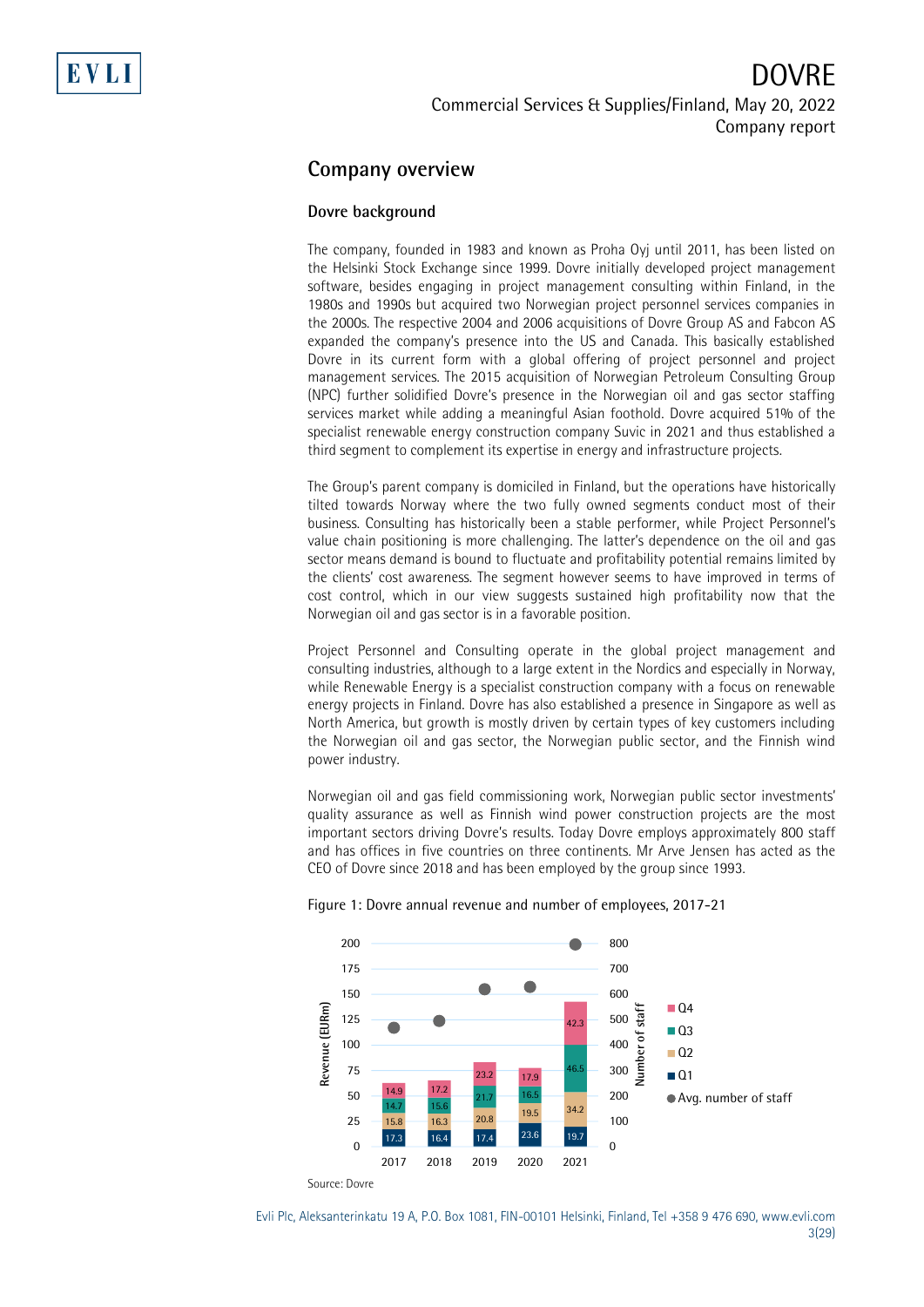## Company overview

### Dovre background

The company, founded in 1983 and known as Proha Oyj until 2011, has been listed on the Helsinki Stock Exchange since 1999. Dovre initially developed project management software, besides engaging in project management consulting within Finland, in the 1980s and 1990s but acquired two Norwegian project personnel services companies in the 2000s. The respective 2004 and 2006 acquisitions of Dovre Group AS and Fabcon AS expanded the company's presence into the US and Canada. This basically established Dovre in its current form with a global offering of project personnel and project management services. The 2015 acquisition of Norwegian Petroleum Consulting Group (NPC) further solidified Dovre's presence in the Norwegian oil and gas sector staffing services market while adding a meaningful Asian foothold. Dovre acquired 51% of the specialist renewable energy construction company Suvic in 2021 and thus established a third segment to complement its expertise in energy and infrastructure projects.

The Group's parent company is domiciled in Finland, but the operations have historically tilted towards Norway where the two fully owned segments conduct most of their business. Consulting has historically been a stable performer, while Project Personnel's value chain positioning is more challenging. The latter's dependence on the oil and gas sector means demand is bound to fluctuate and profitability potential remains limited by the clients' cost awareness. The segment however seems to have improved in terms of cost control, which in our view suggests sustained high profitability now that the Norwegian oil and gas sector is in a favorable position.

Project Personnel and Consulting operate in the global project management and consulting industries, although to a large extent in the Nordics and especially in Norway, while Renewable Energy is a specialist construction company with a focus on renewable energy projects in Finland. Dovre has also established a presence in Singapore as well as North America, but growth is mostly driven by certain types of key customers including the Norwegian oil and gas sector, the Norwegian public sector, and the Finnish wind power industry.

Norwegian oil and gas field commissioning work, Norwegian public sector investments' quality assurance as well as Finnish wind power construction projects are the most important sectors driving Dovre's results. Today Dovre employs approximately 800 staff and has offices in five countries on three continents. Mr Arve Jensen has acted as the CEO of Dovre since 2018 and has been employed by the group since 1993.

Figure 1: Dovre annual revenue and number of employees, 2017-21

| Revenue (EURm) | 2017 | 2018 | 2019 | 2020 | 2021 |
|---|---|---|---|---|---|
| Q1 | 17.3 | 16.4 | 17.4 | 23.6 | 19.7 |
| Q2 | 15.8 | 16.3 | 20.8 | 19.5 | 34.2 |
| Q3 | 14.7 | 15.6 | 21.7 | 16.5 | 46.5 |
| Q4 | 14.9 | 17.2 | 23.2 | 17.9 | 42.3 |

Source: Dovre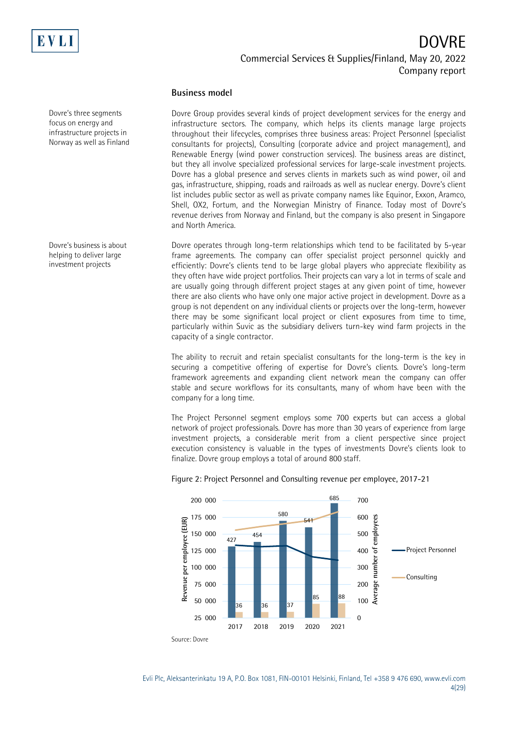## Business model

Dovre's three segments focus on energy and infrastructure projects in Norway as well as Finland

Dovre Group provides several kinds of project development services for the energy and infrastructure sectors. The company, which helps its clients manage large projects throughout their lifecycles, comprises three business areas: Project Personnel (specialist consultants for projects), Consulting (corporate advice and project management), and Renewable Energy (wind power construction services). The business areas are distinct, but they all involve specialized professional services for large-scale investment projects. Dovre has a global presence and serves clients in markets such as wind power, oil and gas, infrastructure, shipping, roads and railroads as well as nuclear energy. Dovre's client list includes public sector as well as private company names like Equinor, Exxon, Aramco, Shell, OX2, Fortum, and the Norwegian Ministry of Finance. Today most of Dovre's revenue derives from Norway and Finland, but the company is also present in Singapore and North America.

Dovre's business is about helping to deliver large investment projects

Dovre operates through long-term relationships which tend to be facilitated by 5-year frame agreements. The company can offer specialist project personnel quickly and efficiently: Dovre's clients tend to be large global players who appreciate flexibility as they often have wide project portfolios. Their projects can vary a lot in terms of scale and are usually going through different project stages at any given point of time, however there are also clients who have only one major active project in development. Dovre as a group is not dependent on any individual clients or projects over the long-term, however there may be some significant local project or client exposures from time to time, particularly within Suvic as the subsidiary delivers turn-key wind farm projects in the capacity of a single contractor.

The ability to recruit and retain specialist consultants for the long-term is the key in securing a competitive offering of expertise for Dovre's clients. Dovre's long-term framework agreements and expanding client network mean the company can offer stable and secure workflows for its consultants, many of whom have been with the company for a long time.

The Project Personnel segment employs some 700 experts but can access a global network of project professionals. Dovre has more than 30 years of experience from large investment projects, a considerable merit from a client perspective since project execution consistency is valuable in the types of investments Dovre's clients look to finalize. Dovre group employs a total of around 800 staff.

Figure 2: Project Personnel and Consulting revenue per employee, 2017-21

| | 2017 | 2018 | 2019 | 2020 | 2021 |
|---|---|---|---|---|---|
| Project Personnel – average number of employees | 427 | 454 | 580 | 541 | 685 |
| Consulting – average number of employees | 36 | 36 | 37 | 85 | 88 |

Source: Dovre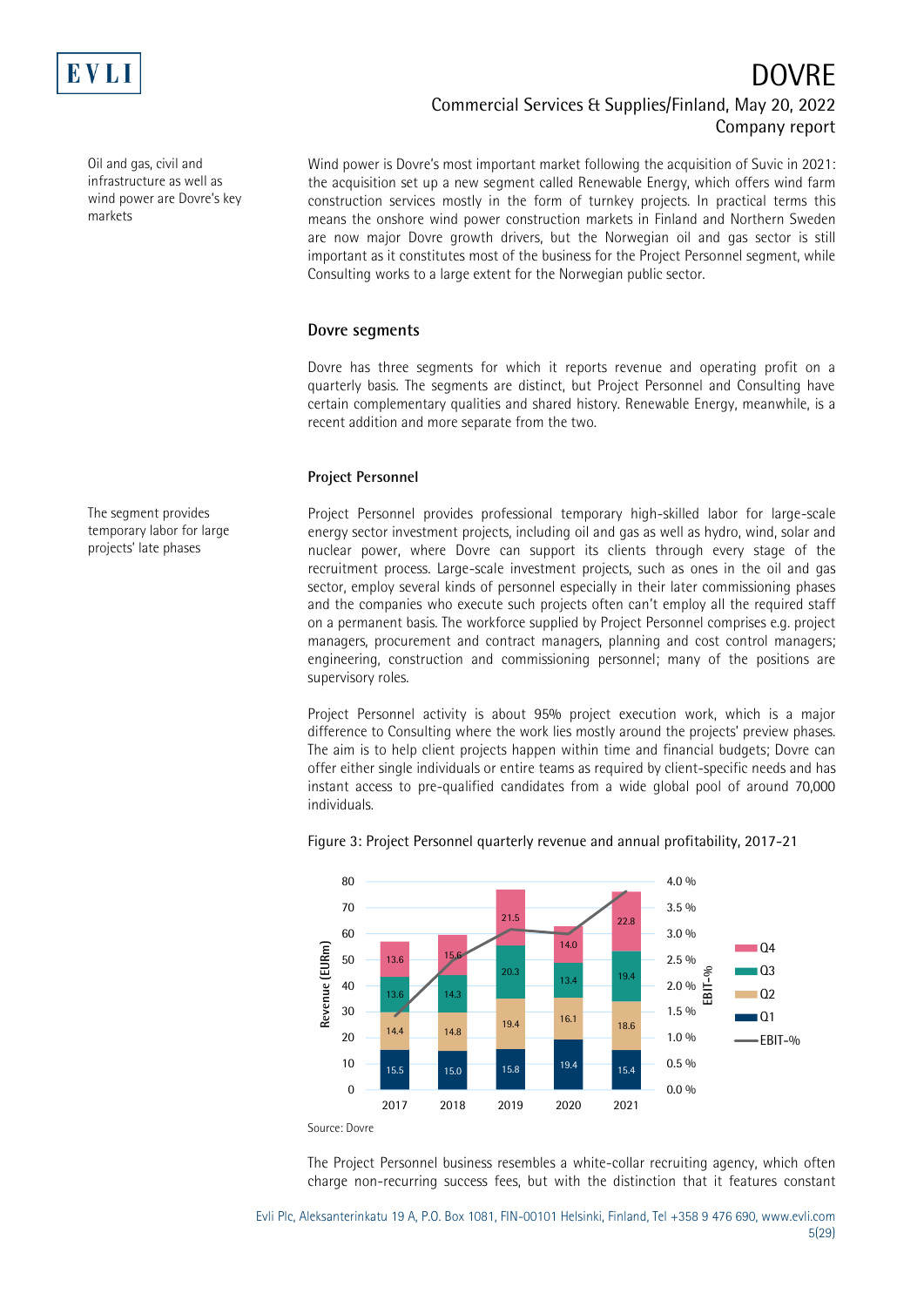Oil and gas, civil and infrastructure as well as wind power are Dovre's key markets

Wind power is Dovre's most important market following the acquisition of Suvic in 2021: the acquisition set up a new segment called Renewable Energy, which offers wind farm construction services mostly in the form of turnkey projects. In practical terms this means the onshore wind power construction markets in Finland and Northern Sweden are now major Dovre growth drivers, but the Norwegian oil and gas sector is still important as it constitutes most of the business for the Project Personnel segment, while Consulting works to a large extent for the Norwegian public sector.

## Dovre segments

Dovre has three segments for which it reports revenue and operating profit on a quarterly basis. The segments are distinct, but Project Personnel and Consulting have certain complementary qualities and shared history. Renewable Energy, meanwhile, is a recent addition and more separate from the two.

### Project Personnel

The segment provides temporary labor for large projects' late phases

Project Personnel provides professional temporary high-skilled labor for large-scale energy sector investment projects, including oil and gas as well as hydro, wind, solar and nuclear power, where Dovre can support its clients through every stage of the recruitment process. Large-scale investment projects, such as ones in the oil and gas sector, employ several kinds of personnel especially in their later commissioning phases and the companies who execute such projects often can't employ all the required staff on a permanent basis. The workforce supplied by Project Personnel comprises e.g. project managers, procurement and contract managers, planning and cost control managers; engineering, construction and commissioning personnel; many of the positions are supervisory roles.

Project Personnel activity is about 95% project execution work, which is a major difference to Consulting where the work lies mostly around the projects' preview phases. The aim is to help client projects happen within time and financial budgets; Dovre can offer either single individuals or entire teams as required by client-specific needs and has instant access to pre-qualified candidates from a wide global pool of around 70,000 individuals.

Figure 3: Project Personnel quarterly revenue and annual profitability, 2017-21

| Revenue (EURm) | 2017 | 2018 | 2019 | 2020 | 2021 |
|---|---|---|---|---|---|
| Q1 | 15.5 | 15.0 | 15.8 | 19.4 | 15.4 |
| Q2 | 14.4 | 14.8 | 19.4 | 16.1 | 18.6 |
| Q3 | 13.6 | 14.3 | 20.3 | 13.4 | 19.4 |
| Q4 | 13.6 | 15.6 | 21.5 | 14.0 | 22.8 |

Source: Dovre

The Project Personnel business resembles a white-collar recruiting agency, which often charge non-recurring success fees, but with the distinction that it features constant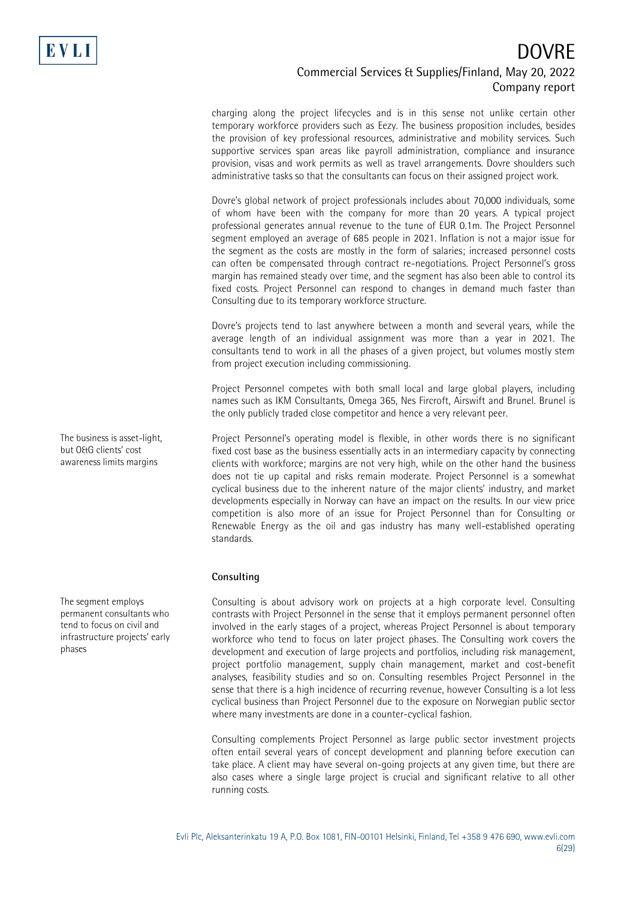charging along the project lifecycles and is in this sense not unlike certain other temporary workforce providers such as Eezy. The business proposition includes, besides the provision of key professional resources, administrative and mobility services. Such supportive services span areas like payroll administration, compliance and insurance provision, visas and work permits as well as travel arrangements. Dovre shoulders such administrative tasks so that the consultants can focus on their assigned project work.

Dovre's global network of project professionals includes about 70,000 individuals, some of whom have been with the company for more than 20 years. A typical project professional generates annual revenue to the tune of EUR 0.1m. The Project Personnel segment employed an average of 685 people in 2021. Inflation is not a major issue for the segment as the costs are mostly in the form of salaries; increased personnel costs can often be compensated through contract re-negotiations. Project Personnel's gross margin has remained steady over time, and the segment has also been able to control its fixed costs. Project Personnel can respond to changes in demand much faster than Consulting due to its temporary workforce structure.

Dovre's projects tend to last anywhere between a month and several years, while the average length of an individual assignment was more than a year in 2021. The consultants tend to work in all the phases of a given project, but volumes mostly stem from project execution including commissioning.

Project Personnel competes with both small local and large global players, including names such as IKM Consultants, Omega 365, Nes Fircroft, Airswift and Brunel. Brunel is the only publicly traded close competitor and hence a very relevant peer.

*The business is asset-light, but O&G clients' cost awareness limits margins*

Project Personnel's operating model is flexible, in other words there is no significant fixed cost base as the business essentially acts in an intermediary capacity by connecting clients with workforce; margins are not very high, while on the other hand the business does not tie up capital and risks remain moderate. Project Personnel is a somewhat cyclical business due to the inherent nature of the major clients' industry, and market developments especially in Norway can have an impact on the results. In our view price competition is also more of an issue for Project Personnel than for Consulting or Renewable Energy as the oil and gas industry has many well-established operating standards.

### Consulting

*The segment employs permanent consultants who tend to focus on civil and infrastructure projects' early phases*

Consulting is about advisory work on projects at a high corporate level. Consulting contrasts with Project Personnel in the sense that it employs permanent personnel often involved in the early stages of a project, whereas Project Personnel is about temporary workforce who tend to focus on later project phases. The Consulting work covers the development and execution of large projects and portfolios, including risk management, project portfolio management, supply chain management, market and cost-benefit analyses, feasibility studies and so on. Consulting resembles Project Personnel in the sense that there is a high incidence of recurring revenue, however Consulting is a lot less cyclical business than Project Personnel due to the exposure on Norwegian public sector where many investments are done in a counter-cyclical fashion.

Consulting complements Project Personnel as large public sector investment projects often entail several years of concept development and planning before execution can take place. A client may have several on-going projects at any given time, but there are also cases where a single large project is crucial and significant relative to all other running costs.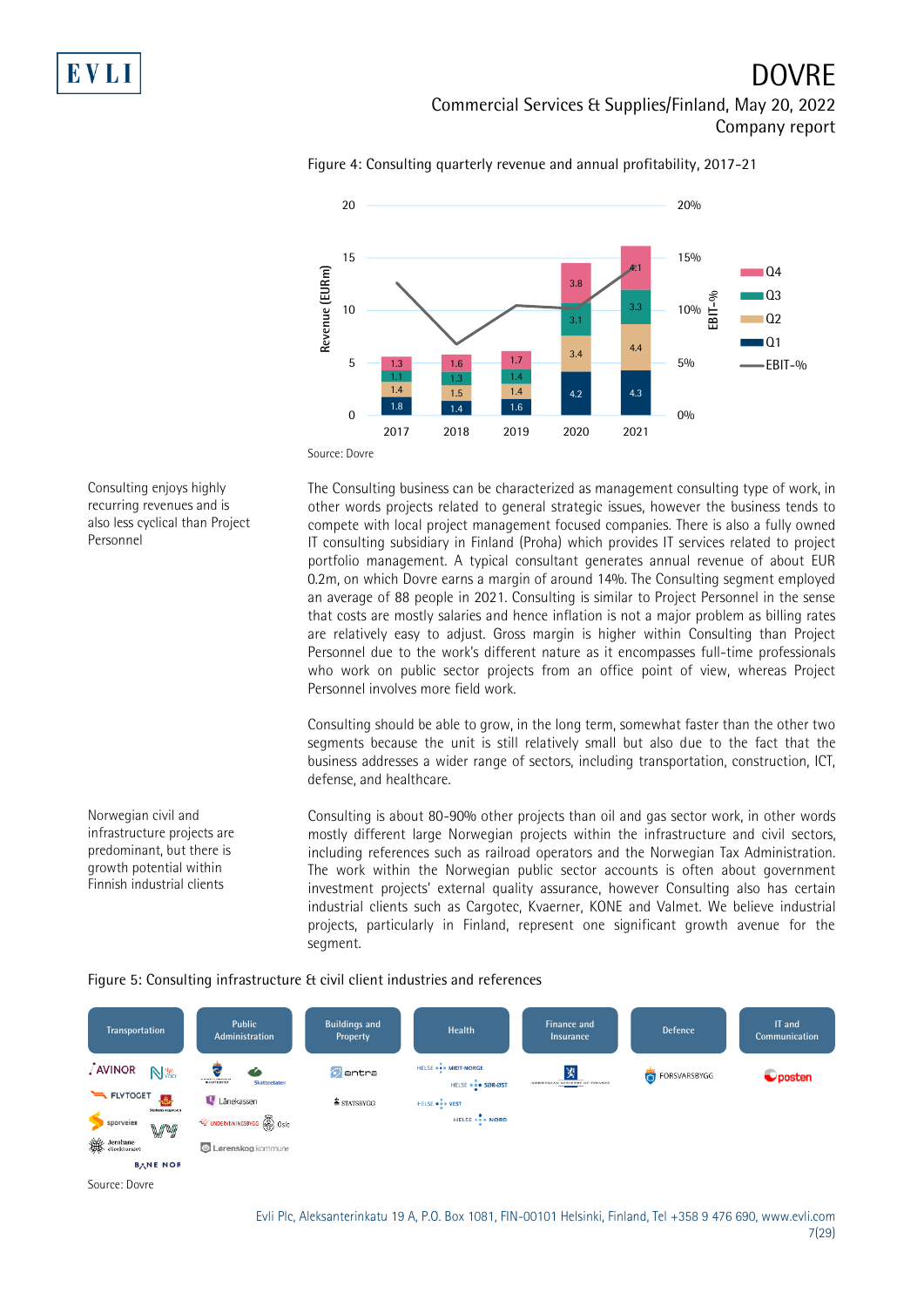Figure 4: Consulting quarterly revenue and annual profitability, 2017-21

| | 2017 | 2018 | 2019 | 2020 | 2021 |
|---|---|---|---|---|---|
| Q1 | 1.8 | 1.4 | 1.6 | 4.2 | 4.3 |
| Q2 | 1.4 | 1.5 | 1.4 | 3.4 | 4.4 |
| Q3 | 1.1 | 1.3 | 1.4 | 3.1 | 3.3 |
| Q4 | 1.3 | 1.6 | 1.7 | 3.8 | 4.1 |

Source: Dovre

Consulting enjoys highly recurring revenues and is also less cyclical than Project Personnel

The Consulting business can be characterized as management consulting type of work, in other words projects related to general strategic issues, however the business tends to compete with local project management focused companies. There is also a fully owned IT consulting subsidiary in Finland (Proha) which provides IT services related to project portfolio management. A typical consultant generates annual revenue of about EUR 0.2m, on which Dovre earns a margin of around 14%. The Consulting segment employed an average of 88 people in 2021. Consulting is similar to Project Personnel in the sense that costs are mostly salaries and hence inflation is not a major problem as billing rates are relatively easy to adjust. Gross margin is higher within Consulting than Project Personnel due to the work's different nature as it encompasses full-time professionals who work on public sector projects from an office point of view, whereas Project Personnel involves more field work.

Consulting should be able to grow, in the long term, somewhat faster than the other two segments because the unit is still relatively small but also due to the fact that the business addresses a wider range of sectors, including transportation, construction, ICT, defense, and healthcare.

Norwegian civil and infrastructure projects are predominant, but there is growth potential within Finnish industrial clients

Consulting is about 80-90% other projects than oil and gas sector work, in other words mostly different large Norwegian projects within the infrastructure and civil sectors, including references such as railroad operators and the Norwegian Tax Administration. The work within the Norwegian public sector accounts is often about government investment projects' external quality assurance, however Consulting also has certain industrial clients such as Cargotec, Kvaerner, KONE and Valmet. We believe industrial projects, particularly in Finland, represent one significant growth avenue for the segment.

Figure 5: Consulting infrastructure & civil client industries and references

| Transportation | Public Administration | Buildings and Property | Health | Finance and Insurance | Defence | IT and Communication |
|---|---|---|---|---|---|---|
| Avinor, Nye Veier, Flytoget, Statens vegvesen, Sporveien, Vy, Jernbanedirektoratet, Bane NOR | Skatteetaten, Lånekassen, Undervisningsbygg, Oslo, Lørenskog kommune | Entra, Statsbygg | Helse Midt-Norge, Helse Sør-Øst, Helse Vest, Helse Nord | Norwegian Ministry of Finance | Forsvarsbygg | Posten |

Source: Dovre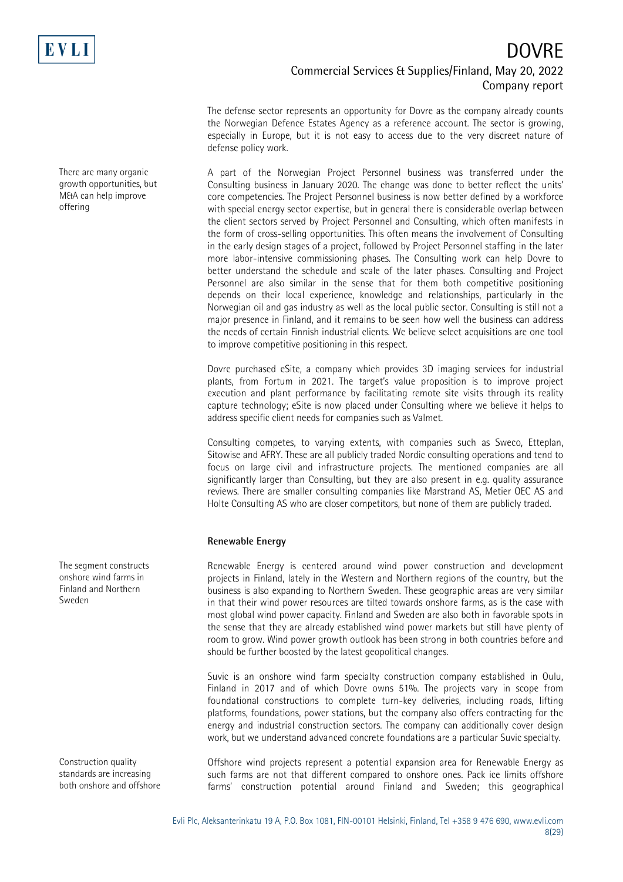The defense sector represents an opportunity for Dovre as the company already counts the Norwegian Defence Estates Agency as a reference account. The sector is growing, especially in Europe, but it is not easy to access due to the very discreet nature of defense policy work.

There are many organic growth opportunities, but M&A can help improve offering

A part of the Norwegian Project Personnel business was transferred under the Consulting business in January 2020. The change was done to better reflect the units' core competencies. The Project Personnel business is now better defined by a workforce with special energy sector expertise, but in general there is considerable overlap between the client sectors served by Project Personnel and Consulting, which often manifests in the form of cross-selling opportunities. This often means the involvement of Consulting in the early design stages of a project, followed by Project Personnel staffing in the later more labor-intensive commissioning phases. The Consulting work can help Dovre to better understand the schedule and scale of the later phases. Consulting and Project Personnel are also similar in the sense that for them both competitive positioning depends on their local experience, knowledge and relationships, particularly in the Norwegian oil and gas industry as well as the local public sector. Consulting is still not a major presence in Finland, and it remains to be seen how well the business can address the needs of certain Finnish industrial clients. We believe select acquisitions are one tool to improve competitive positioning in this respect.

Dovre purchased eSite, a company which provides 3D imaging services for industrial plants, from Fortum in 2021. The target's value proposition is to improve project execution and plant performance by facilitating remote site visits through its reality capture technology; eSite is now placed under Consulting where we believe it helps to address specific client needs for companies such as Valmet.

Consulting competes, to varying extents, with companies such as Sweco, Etteplan, Sitowise and AFRY. These are all publicly traded Nordic consulting operations and tend to focus on large civil and infrastructure projects. The mentioned companies are all significantly larger than Consulting, but they are also present in e.g. quality assurance reviews. There are smaller consulting companies like Marstrand AS, Metier OEC AS and Holte Consulting AS who are closer competitors, but none of them are publicly traded.

**Renewable Energy**

The segment constructs onshore wind farms in Finland and Northern Sweden

Renewable Energy is centered around wind power construction and development projects in Finland, lately in the Western and Northern regions of the country, but the business is also expanding to Northern Sweden. These geographic areas are very similar in that their wind power resources are tilted towards onshore farms, as is the case with most global wind power capacity. Finland and Sweden are also both in favorable spots in the sense that they are already established wind power markets but still have plenty of room to grow. Wind power growth outlook has been strong in both countries before and should be further boosted by the latest geopolitical changes.

Suvic is an onshore wind farm specialty construction company established in Oulu, Finland in 2017 and of which Dovre owns 51%. The projects vary in scope from foundational constructions to complete turn-key deliveries, including roads, lifting platforms, foundations, power stations, but the company also offers contracting for the energy and industrial construction sectors. The company can additionally cover design work, but we understand advanced concrete foundations are a particular Suvic specialty.

Construction quality standards are increasing both onshore and offshore

Offshore wind projects represent a potential expansion area for Renewable Energy as such farms are not that different compared to onshore ones. Pack ice limits offshore farms' construction potential around Finland and Sweden; this geographical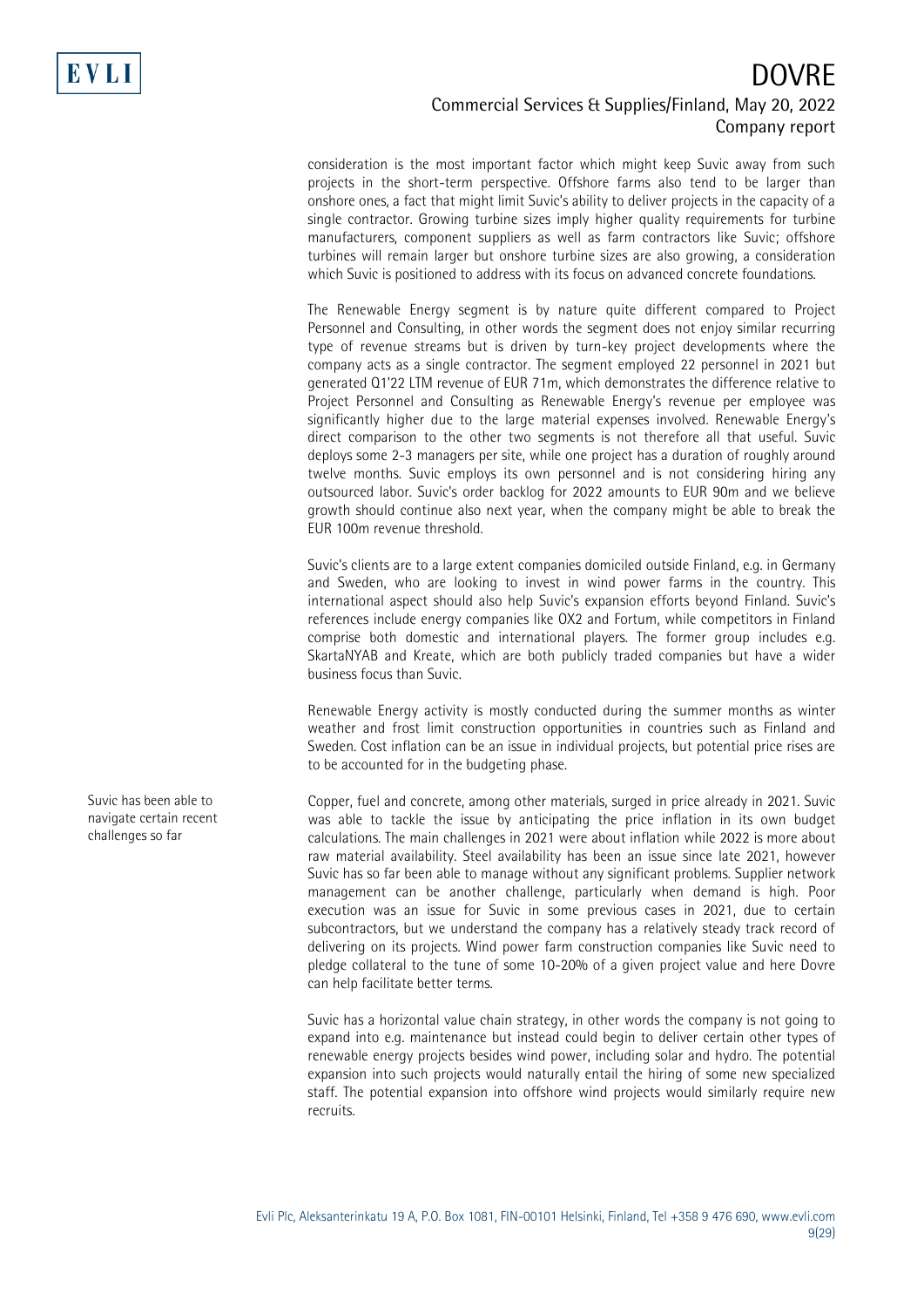consideration is the most important factor which might keep Suvic away from such projects in the short-term perspective. Offshore farms also tend to be larger than onshore ones, a fact that might limit Suvic's ability to deliver projects in the capacity of a single contractor. Growing turbine sizes imply higher quality requirements for turbine manufacturers, component suppliers as well as farm contractors like Suvic; offshore turbines will remain larger but onshore turbine sizes are also growing, a consideration which Suvic is positioned to address with its focus on advanced concrete foundations.

The Renewable Energy segment is by nature quite different compared to Project Personnel and Consulting, in other words the segment does not enjoy similar recurring type of revenue streams but is driven by turn-key project developments where the company acts as a single contractor. The segment employed 22 personnel in 2021 but generated Q1'22 LTM revenue of EUR 71m, which demonstrates the difference relative to Project Personnel and Consulting as Renewable Energy's revenue per employee was significantly higher due to the large material expenses involved. Renewable Energy's direct comparison to the other two segments is not therefore all that useful. Suvic deploys some 2-3 managers per site, while one project has a duration of roughly around twelve months. Suvic employs its own personnel and is not considering hiring any outsourced labor. Suvic's order backlog for 2022 amounts to EUR 90m and we believe growth should continue also next year, when the company might be able to break the EUR 100m revenue threshold.

Suvic's clients are to a large extent companies domiciled outside Finland, e.g. in Germany and Sweden, who are looking to invest in wind power farms in the country. This international aspect should also help Suvic's expansion efforts beyond Finland. Suvic's references include energy companies like OX2 and Fortum, while competitors in Finland comprise both domestic and international players. The former group includes e.g. SkartaNYAB and Kreate, which are both publicly traded companies but have a wider business focus than Suvic.

Renewable Energy activity is mostly conducted during the summer months as winter weather and frost limit construction opportunities in countries such as Finland and Sweden. Cost inflation can be an issue in individual projects, but potential price rises are to be accounted for in the budgeting phase.

*Suvic has been able to navigate certain recent challenges so far*

Copper, fuel and concrete, among other materials, surged in price already in 2021. Suvic was able to tackle the issue by anticipating the price inflation in its own budget calculations. The main challenges in 2021 were about inflation while 2022 is more about raw material availability. Steel availability has been an issue since late 2021, however Suvic has so far been able to manage without any significant problems. Supplier network management can be another challenge, particularly when demand is high. Poor execution was an issue for Suvic in some previous cases in 2021, due to certain subcontractors, but we understand the company has a relatively steady track record of delivering on its projects. Wind power farm construction companies like Suvic need to pledge collateral to the tune of some 10-20% of a given project value and here Dovre can help facilitate better terms.

Suvic has a horizontal value chain strategy, in other words the company is not going to expand into e.g. maintenance but instead could begin to deliver certain other types of renewable energy projects besides wind power, including solar and hydro. The potential expansion into such projects would naturally entail the hiring of some new specialized staff. The potential expansion into offshore wind projects would similarly require new recruits.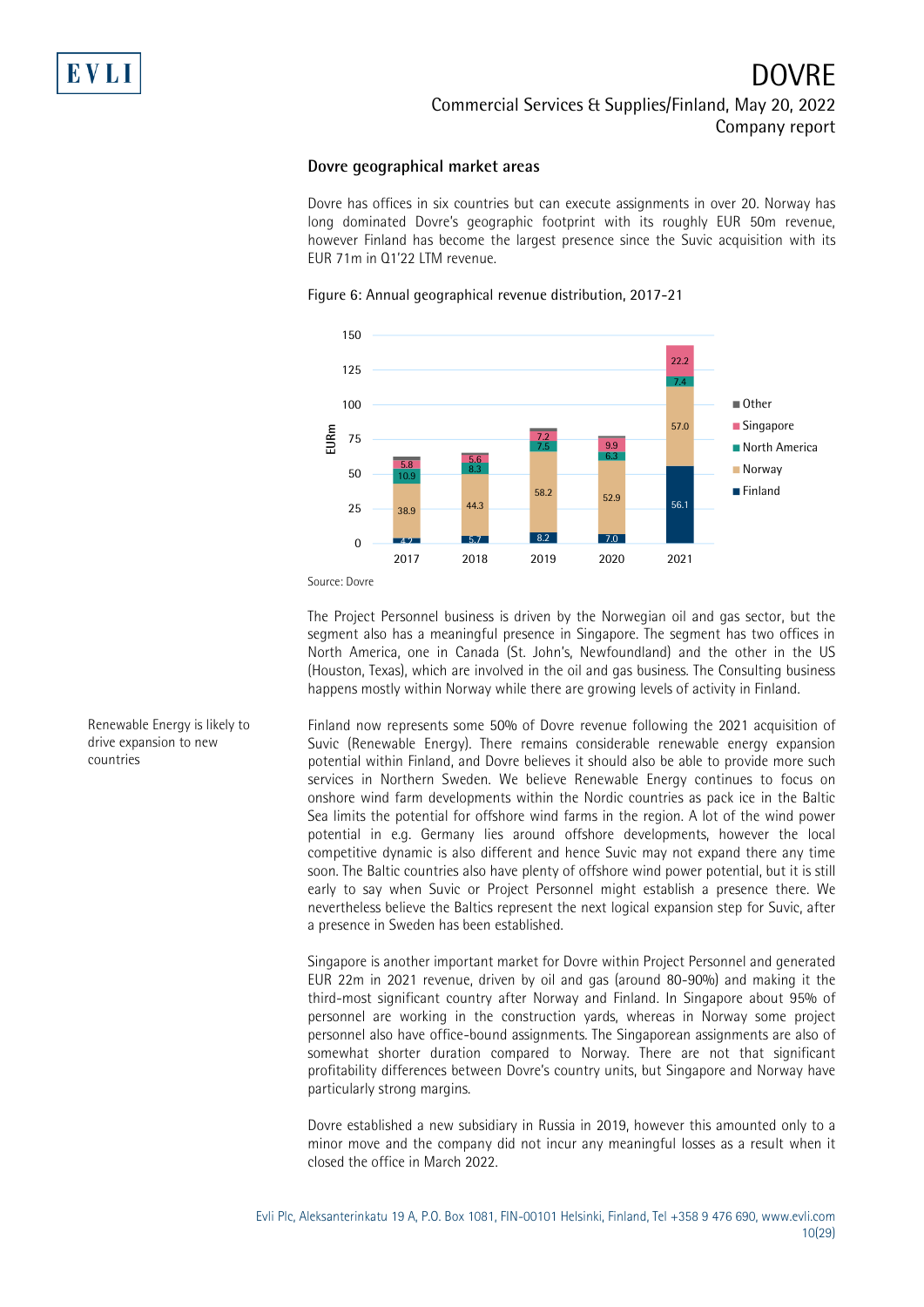## Dovre geographical market areas

Dovre has offices in six countries but can execute assignments in over 20. Norway has long dominated Dovre's geographic footprint with its roughly EUR 50m revenue, however Finland has become the largest presence since the Suvic acquisition with its EUR 71m in Q1'22 LTM revenue.

Figure 6: Annual geographical revenue distribution, 2017-21

| EURm | 2017 | 2018 | 2019 | 2020 | 2021 |
|---|---|---|---|---|---|
| Finland | 4.2 | 5.7 | 8.2 | 7.0 | 56.1 |
| Norway | 38.9 | 44.3 | 58.2 | 52.9 | 57.0 |
| North America | 10.9 | 8.3 | 7.5 | 6.3 | 7.4 |
| Singapore | 5.8 | 5.6 | 7.2 | 9.9 | 22.2 |
| Other | | | | | |

Source: Dovre

The Project Personnel business is driven by the Norwegian oil and gas sector, but the segment also has a meaningful presence in Singapore. The segment has two offices in North America, one in Canada (St. John's, Newfoundland) and the other in the US (Houston, Texas), which are involved in the oil and gas business. The Consulting business happens mostly within Norway while there are growing levels of activity in Finland.

*Renewable Energy is likely to drive expansion to new countries*

Finland now represents some 50% of Dovre revenue following the 2021 acquisition of Suvic (Renewable Energy). There remains considerable renewable energy expansion potential within Finland, and Dovre believes it should also be able to provide more such services in Northern Sweden. We believe Renewable Energy continues to focus on onshore wind farm developments within the Nordic countries as pack ice in the Baltic Sea limits the potential for offshore wind farms in the region. A lot of the wind power potential in e.g. Germany lies around offshore developments, however the local competitive dynamic is also different and hence Suvic may not expand there any time soon. The Baltic countries also have plenty of offshore wind power potential, but it is still early to say when Suvic or Project Personnel might establish a presence there. We nevertheless believe the Baltics represent the next logical expansion step for Suvic, after a presence in Sweden has been established.

Singapore is another important market for Dovre within Project Personnel and generated EUR 22m in 2021 revenue, driven by oil and gas (around 80-90%) and making it the third-most significant country after Norway and Finland. In Singapore about 95% of personnel are working in the construction yards, whereas in Norway some project personnel also have office-bound assignments. The Singaporean assignments are also of somewhat shorter duration compared to Norway. There are not that significant profitability differences between Dovre's country units, but Singapore and Norway have particularly strong margins.

Dovre established a new subsidiary in Russia in 2019, however this amounted only to a minor move and the company did not incur any meaningful losses as a result when it closed the office in March 2022.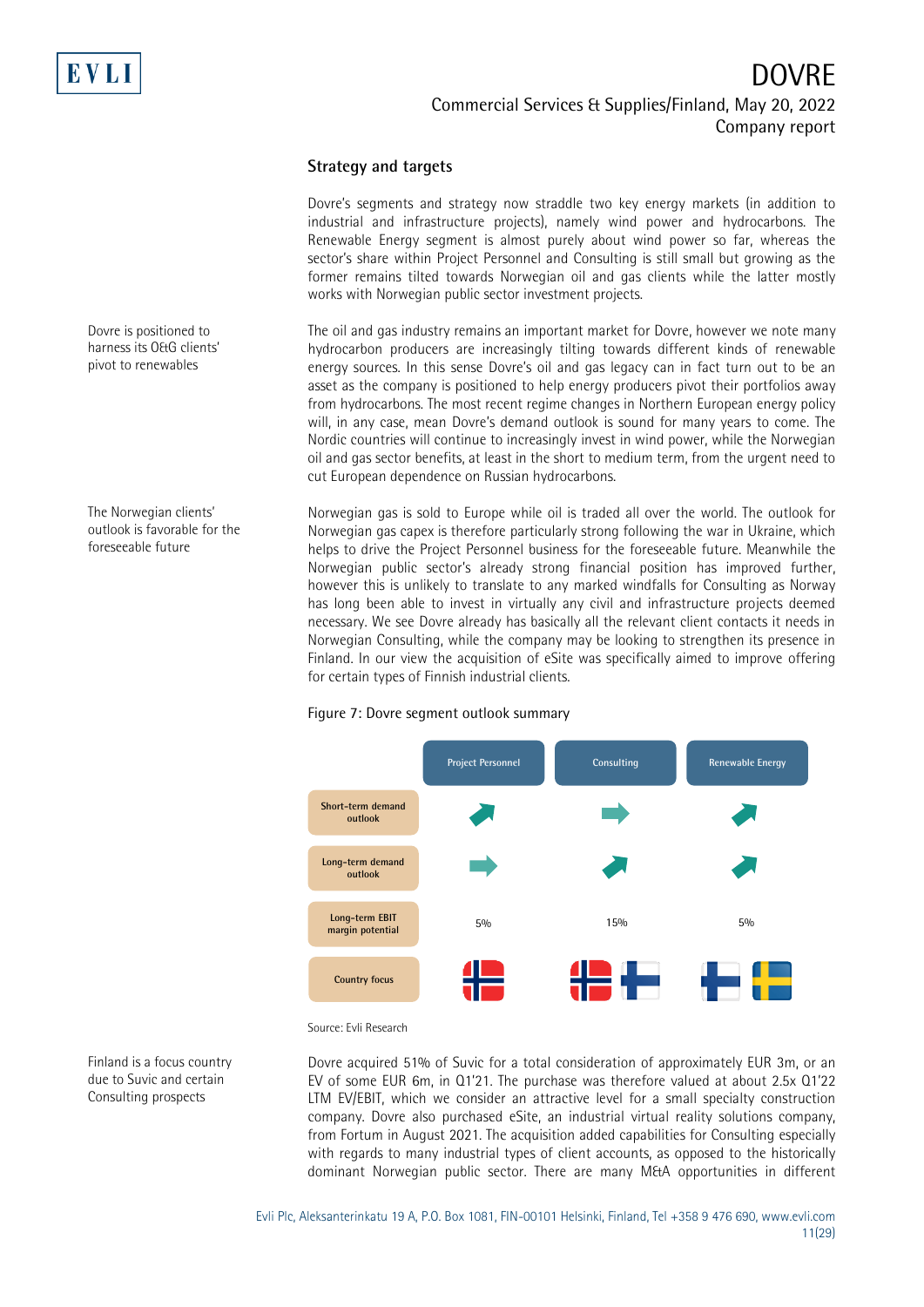## Strategy and targets

Dovre's segments and strategy now straddle two key energy markets (in addition to industrial and infrastructure projects), namely wind power and hydrocarbons. The Renewable Energy segment is almost purely about wind power so far, whereas the sector's share within Project Personnel and Consulting is still small but growing as the former remains tilted towards Norwegian oil and gas clients while the latter mostly works with Norwegian public sector investment projects.

Dovre is positioned to harness its O&G clients' pivot to renewables

The oil and gas industry remains an important market for Dovre, however we note many hydrocarbon producers are increasingly tilting towards different kinds of renewable energy sources. In this sense Dovre's oil and gas legacy can in fact turn out to be an asset as the company is positioned to help energy producers pivot their portfolios away from hydrocarbons. The most recent regime changes in Northern European energy policy will, in any case, mean Dovre's demand outlook is sound for many years to come. The Nordic countries will continue to increasingly invest in wind power, while the Norwegian oil and gas sector benefits, at least in the short to medium term, from the urgent need to cut European dependence on Russian hydrocarbons.

The Norwegian clients' outlook is favorable for the foreseeable future

Norwegian gas is sold to Europe while oil is traded all over the world. The outlook for Norwegian gas capex is therefore particularly strong following the war in Ukraine, which helps to drive the Project Personnel business for the foreseeable future. Meanwhile the Norwegian public sector's already strong financial position has improved further, however this is unlikely to translate to any marked windfalls for Consulting as Norway has long been able to invest in virtually any civil and infrastructure projects deemed necessary. We see Dovre already has basically all the relevant client contacts it needs in Norwegian Consulting, while the company may be looking to strengthen its presence in Finland. In our view the acquisition of eSite was specifically aimed to improve offering for certain types of Finnish industrial clients.

Figure 7: Dovre segment outlook summary

| | Project Personnel | Consulting | Renewable Energy |
|---|---|---|---|
| Short-term demand outlook | ↗ | → | ↗ |
| Long-term demand outlook | → | ↗ | ↗ |
| Long-term EBIT margin potential | 5% | 15% | 5% |
| Country focus | Norway | Norway, Finland | Finland, Sweden |

Source: Evli Research

Finland is a focus country due to Suvic and certain Consulting prospects

Dovre acquired 51% of Suvic for a total consideration of approximately EUR 3m, or an EV of some EUR 6m, in Q1'21. The purchase was therefore valued at about 2.5x Q1'22 LTM EV/EBIT, which we consider an attractive level for a small specialty construction company. Dovre also purchased eSite, an industrial virtual reality solutions company, from Fortum in August 2021. The acquisition added capabilities for Consulting especially with regards to many industrial types of client accounts, as opposed to the historically dominant Norwegian public sector. There are many M&A opportunities in different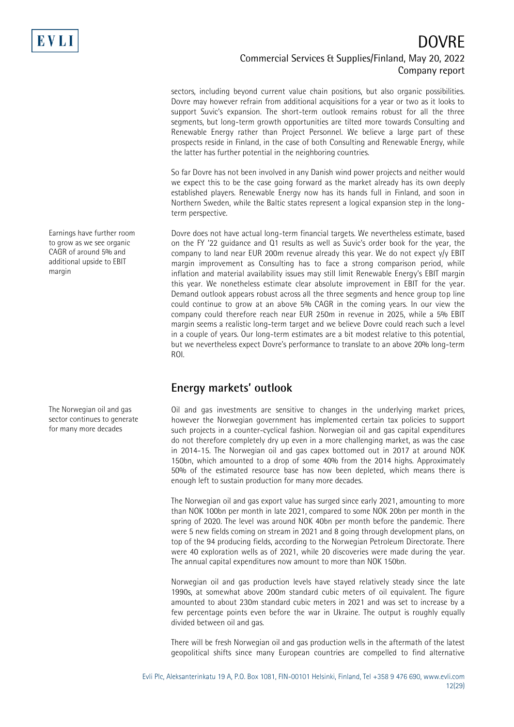sectors, including beyond current value chain positions, but also organic possibilities. Dovre may however refrain from additional acquisitions for a year or two as it looks to support Suvic's expansion. The short-term outlook remains robust for all the three segments, but long-term growth opportunities are tilted more towards Consulting and Renewable Energy rather than Project Personnel. We believe a large part of these prospects reside in Finland, in the case of both Consulting and Renewable Energy, while the latter has further potential in the neighboring countries.

So far Dovre has not been involved in any Danish wind power projects and neither would we expect this to be the case going forward as the market already has its own deeply established players. Renewable Energy now has its hands full in Finland, and soon in Northern Sweden, while the Baltic states represent a logical expansion step in the long-term perspective.

*Earnings have further room to grow as we see organic CAGR of around 5% and additional upside to EBIT margin*

Dovre does not have actual long-term financial targets. We nevertheless estimate, based on the FY '22 guidance and Q1 results as well as Suvic's order book for the year, the company to land near EUR 200m revenue already this year. We do not expect y/y EBIT margin improvement as Consulting has to face a strong comparison period, while inflation and material availability issues may still limit Renewable Energy's EBIT margin this year. We nonetheless estimate clear absolute improvement in EBIT for the year. Demand outlook appears robust across all the three segments and hence group top line could continue to grow at an above 5% CAGR in the coming years. In our view the company could therefore reach near EUR 250m in revenue in 2025, while a 5% EBIT margin seems a realistic long-term target and we believe Dovre could reach such a level in a couple of years. Our long-term estimates are a bit modest relative to this potential, but we nevertheless expect Dovre's performance to translate to an above 20% long-term ROI.

## Energy markets' outlook

*The Norwegian oil and gas sector continues to generate for many more decades*

Oil and gas investments are sensitive to changes in the underlying market prices, however the Norwegian government has implemented certain tax policies to support such projects in a counter-cyclical fashion. Norwegian oil and gas capital expenditures do not therefore completely dry up even in a more challenging market, as was the case in 2014-15. The Norwegian oil and gas capex bottomed out in 2017 at around NOK 150bn, which amounted to a drop of some 40% from the 2014 highs. Approximately 50% of the estimated resource base has now been depleted, which means there is enough left to sustain production for many more decades.

The Norwegian oil and gas export value has surged since early 2021, amounting to more than NOK 100bn per month in late 2021, compared to some NOK 20bn per month in the spring of 2020. The level was around NOK 40bn per month before the pandemic. There were 5 new fields coming on stream in 2021 and 8 going through development plans, on top of the 94 producing fields, according to the Norwegian Petroleum Directorate. There were 40 exploration wells as of 2021, while 20 discoveries were made during the year. The annual capital expenditures now amount to more than NOK 150bn.

Norwegian oil and gas production levels have stayed relatively steady since the late 1990s, at somewhat above 200m standard cubic meters of oil equivalent. The figure amounted to about 230m standard cubic meters in 2021 and was set to increase by a few percentage points even before the war in Ukraine. The output is roughly equally divided between oil and gas.

There will be fresh Norwegian oil and gas production wells in the aftermath of the latest geopolitical shifts since many European countries are compelled to find alternative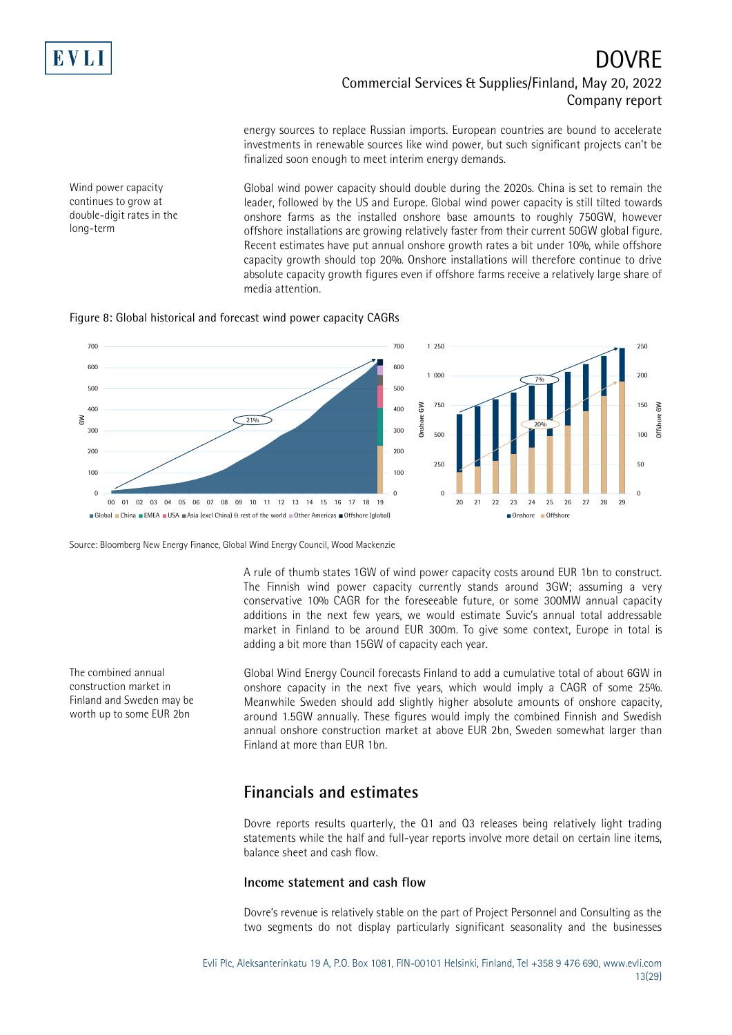energy sources to replace Russian imports. European countries are bound to accelerate investments in renewable sources like wind power, but such significant projects can't be finalized soon enough to meet interim energy demands.

Wind power capacity continues to grow at double-digit rates in the long-term

Global wind power capacity should double during the 2020s. China is set to remain the leader, followed by the US and Europe. Global wind power capacity is still tilted towards onshore farms as the installed onshore base amounts to roughly 750GW, however offshore installations are growing relatively faster from their current 50GW global figure. Recent estimates have put annual onshore growth rates a bit under 10%, while offshore capacity growth should top 20%. Onshore installations will therefore continue to drive absolute capacity growth figures even if offshore farms receive a relatively large share of media attention.

Figure 8: Global historical and forecast wind power capacity CAGRs

Source: Bloomberg New Energy Finance, Global Wind Energy Council, Wood Mackenzie

A rule of thumb states 1GW of wind power capacity costs around EUR 1bn to construct. The Finnish wind power capacity currently stands around 3GW; assuming a very conservative 10% CAGR for the foreseeable future, or some 300MW annual capacity additions in the next few years, we would estimate Suvic's annual total addressable market in Finland to be around EUR 300m. To give some context, Europe in total is adding a bit more than 15GW of capacity each year.

The combined annual construction market in Finland and Sweden may be worth up to some EUR 2bn

Global Wind Energy Council forecasts Finland to add a cumulative total of about 6GW in onshore capacity in the next five years, which would imply a CAGR of some 25%. Meanwhile Sweden should add slightly higher absolute amounts of onshore capacity, around 1.5GW annually. These figures would imply the combined Finnish and Swedish annual onshore construction market at above EUR 2bn, Sweden somewhat larger than Finland at more than EUR 1bn.

## Financials and estimates

Dovre reports results quarterly, the Q1 and Q3 releases being relatively light trading statements while the half and full-year reports involve more detail on certain line items, balance sheet and cash flow.

### Income statement and cash flow

Dovre's revenue is relatively stable on the part of Project Personnel and Consulting as the two segments do not display particularly significant seasonality and the businesses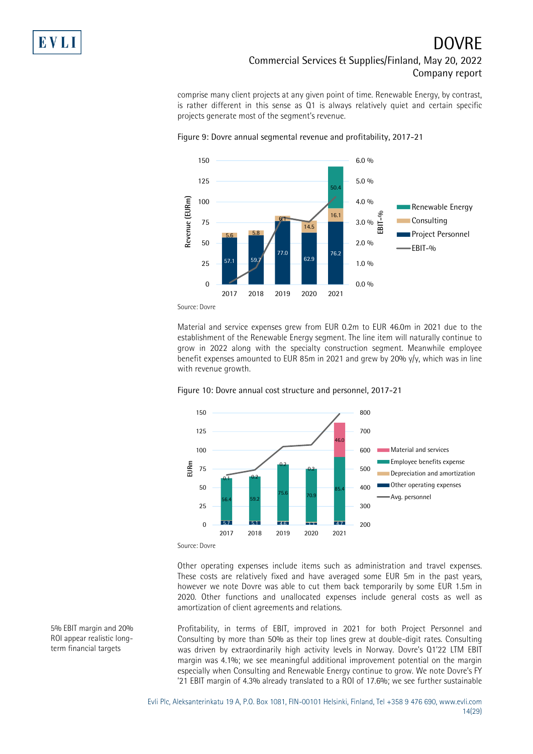comprise many client projects at any given point of time. Renewable Energy, by contrast, is rather different in this sense as Q1 is always relatively quiet and certain specific projects generate most of the segment's revenue.

Figure 9: Dovre annual segmental revenue and profitability, 2017-21

| | 2017 | 2018 | 2019 | 2020 | 2021 |
|---|---|---|---|---|---|
| Project Personnel (EURm) | 57.1 | 59.7 | 77.0 | 62.9 | 76.2 |
| Consulting (EURm) | 5.6 | 5.8 | 6.1 | 14.5 | 16.1 |
| Renewable Energy (EURm) | | | | | 50.4 |

Source: Dovre

Material and service expenses grew from EUR 0.2m to EUR 46.0m in 2021 due to the establishment of the Renewable Energy segment. The line item will naturally continue to grow in 2022 along with the specialty construction segment. Meanwhile employee benefit expenses amounted to EUR 85m in 2021 and grew by 20% y/y, which was in line with revenue growth.

Figure 10: Dovre annual cost structure and personnel, 2017-21

| EURm | 2017 | 2018 | 2019 | 2020 | 2021 |
|---|---|---|---|---|---|
| Other operating expenses | 5.7 | 5.1 | 4.6 | 3.3 | 4.7 |
| Employee benefits expense | 56.4 | 59.2 | 75.6 | 70.9 | 85.4 |
| Material and services | 0.1 | 0.2 | 0.2 | 0.2 | 46.0 |

Source: Dovre

Other operating expenses include items such as administration and travel expenses. These costs are relatively fixed and have averaged some EUR 5m in the past years, however we note Dovre was able to cut them back temporarily by some EUR 1.5m in 2020. Other functions and unallocated expenses include general costs as well as amortization of client agreements and relations.

5% EBIT margin and 20% ROI appear realistic long-term financial targets

Profitability, in terms of EBIT, improved in 2021 for both Project Personnel and Consulting by more than 50% as their top lines grew at double-digit rates. Consulting was driven by extraordinarily high activity levels in Norway. Dovre's Q1'22 LTM EBIT margin was 4.1%; we see meaningful additional improvement potential on the margin especially when Consulting and Renewable Energy continue to grow. We note Dovre's FY '21 EBIT margin of 4.3% already translated to a ROI of 17.6%; we see further sustainable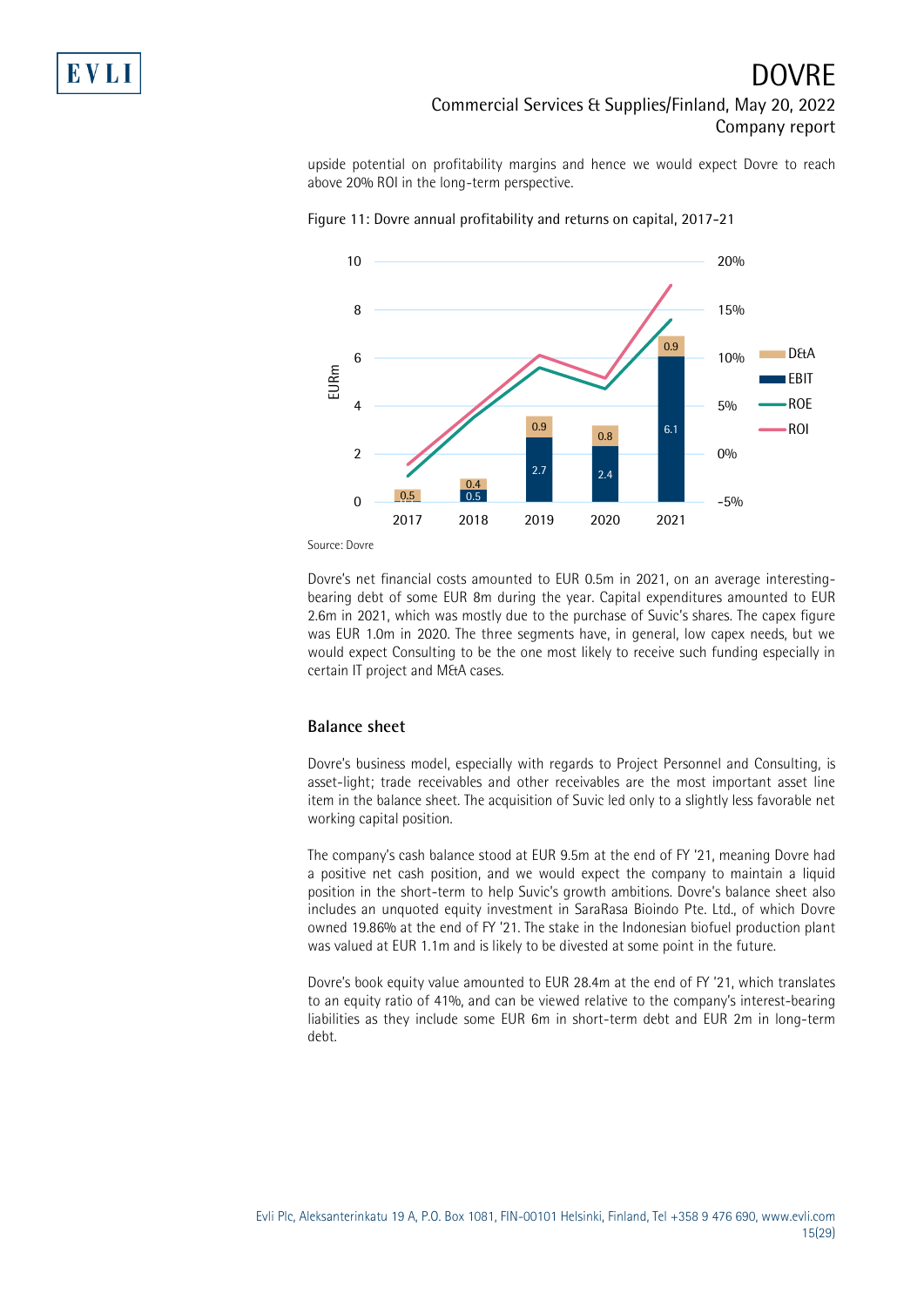upside potential on profitability margins and hence we would expect Dovre to reach above 20% ROI in the long-term perspective.

Figure 11: Dovre annual profitability and returns on capital, 2017-21

Source: Dovre

Dovre's net financial costs amounted to EUR 0.5m in 2021, on an average interesting-bearing debt of some EUR 8m during the year. Capital expenditures amounted to EUR 2.6m in 2021, which was mostly due to the purchase of Suvic's shares. The capex figure was EUR 1.0m in 2020. The three segments have, in general, low capex needs, but we would expect Consulting to be the one most likely to receive such funding especially in certain IT project and M&A cases.

## Balance sheet

Dovre's business model, especially with regards to Project Personnel and Consulting, is asset-light; trade receivables and other receivables are the most important asset line item in the balance sheet. The acquisition of Suvic led only to a slightly less favorable net working capital position.

The company's cash balance stood at EUR 9.5m at the end of FY '21, meaning Dovre had a positive net cash position, and we would expect the company to maintain a liquid position in the short-term to help Suvic's growth ambitions. Dovre's balance sheet also includes an unquoted equity investment in SaraRasa Bioindo Pte. Ltd., of which Dovre owned 19.86% at the end of FY '21. The stake in the Indonesian biofuel production plant was valued at EUR 1.1m and is likely to be divested at some point in the future.

Dovre's book equity value amounted to EUR 28.4m at the end of FY '21, which translates to an equity ratio of 41%, and can be viewed relative to the company's interest-bearing liabilities as they include some EUR 6m in short-term debt and EUR 2m in long-term debt.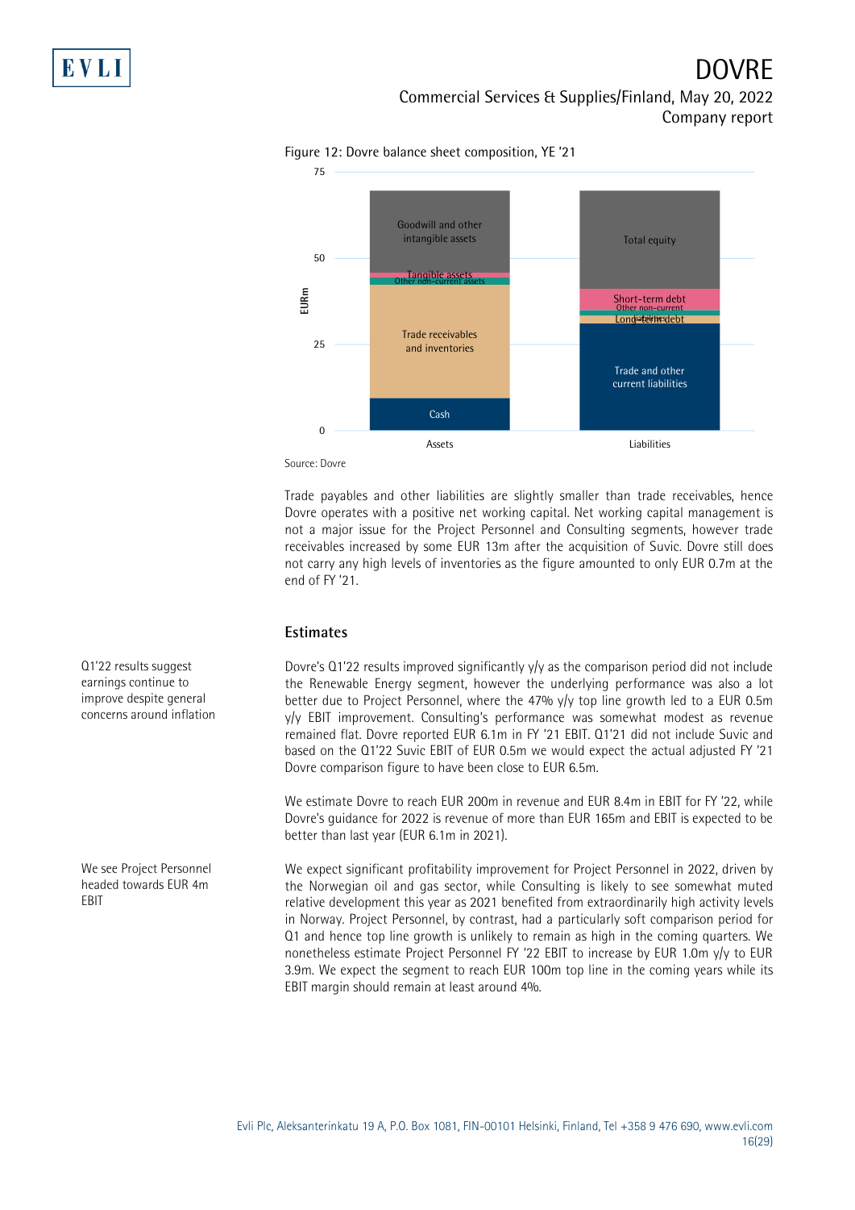Figure 12: Dovre balance sheet composition, YE '21

Source: Dovre

Trade payables and other liabilities are slightly smaller than trade receivables, hence Dovre operates with a positive net working capital. Net working capital management is not a major issue for the Project Personnel and Consulting segments, however trade receivables increased by some EUR 13m after the acquisition of Suvic. Dovre still does not carry any high levels of inventories as the figure amounted to only EUR 0.7m at the end of FY '21.

## Estimates

Q1'22 results suggest earnings continue to improve despite general concerns around inflation

Dovre's Q1'22 results improved significantly y/y as the comparison period did not include the Renewable Energy segment, however the underlying performance was also a lot better due to Project Personnel, where the 47% y/y top line growth led to a EUR 0.5m y/y EBIT improvement. Consulting's performance was somewhat modest as revenue remained flat. Dovre reported EUR 6.1m in FY '21 EBIT. Q1'21 did not include Suvic and based on the Q1'22 Suvic EBIT of EUR 0.5m we would expect the actual adjusted FY '21 Dovre comparison figure to have been close to EUR 6.5m.

We estimate Dovre to reach EUR 200m in revenue and EUR 8.4m in EBIT for FY '22, while Dovre's guidance for 2022 is revenue of more than EUR 165m and EBIT is expected to be better than last year (EUR 6.1m in 2021).

We see Project Personnel headed towards EUR 4m EBIT

We expect significant profitability improvement for Project Personnel in 2022, driven by the Norwegian oil and gas sector, while Consulting is likely to see somewhat muted relative development this year as 2021 benefited from extraordinarily high activity levels in Norway. Project Personnel, by contrast, had a particularly soft comparison period for Q1 and hence top line growth is unlikely to remain as high in the coming quarters. We nonetheless estimate Project Personnel FY '22 EBIT to increase by EUR 1.0m y/y to EUR 3.9m. We expect the segment to reach EUR 100m top line in the coming years while its EBIT margin should remain at least around 4%.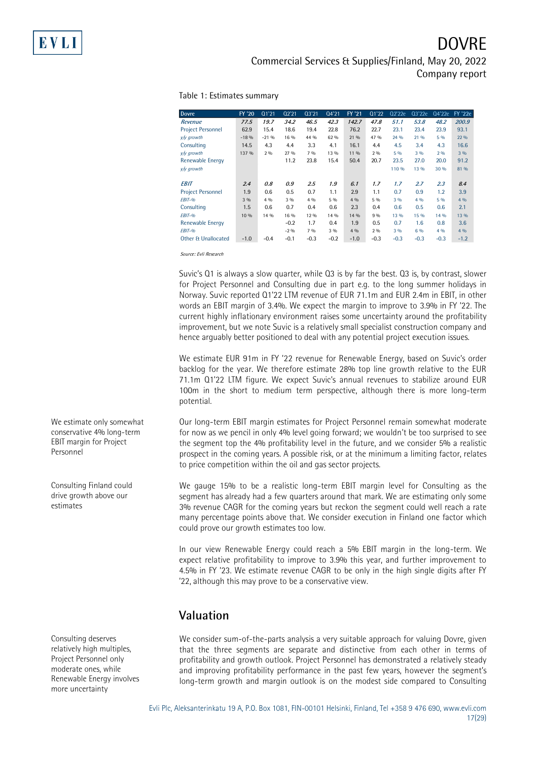Table 1: Estimates summary

| Dovre | FY '20 | Q1'21 | Q2'21 | Q3'21 | Q4'21 | FY '21 | Q1'22 | Q2'22e | Q3'22e | Q4'22e | FY '22e |
|---|---|---|---|---|---|---|---|---|---|---|---|
| ***Revenue*** | ***77.5*** | ***19.7*** | ***34.2*** | ***46.5*** | ***42.3*** | ***142.7*** | ***47.8*** | ***51.1*** | ***53.8*** | ***48.2*** | ***200.9*** |
| Project Personnel | 62.9 | 15.4 | 18.6 | 19.4 | 22.8 | 76.2 | 22.7 | 23.1 | 23.4 | 23.9 | 93.1 |
| *y/y growth* | -18 % | -21 % | 16 % | 44 % | 62 % | 21 % | 47 % | 24 % | 21 % | 5 % | 22 % |
| Consulting | 14.5 | 4.3 | 4.4 | 3.3 | 4.1 | 16.1 | 4.4 | 4.5 | 3.4 | 4.3 | 16.6 |
| *y/y growth* | 137 % | 2 % | 27 % | 7 % | 13 % | 11 % | 2 % | 5 % | 3 % | 2 % | 3 % |
| Renewable Energy | | | 11.2 | 23.8 | 15.4 | 50.4 | 20.7 | 23.5 | 27.0 | 20.0 | 91.2 |
| *y/y growth* | | | | | | | | 110 % | 13 % | 30 % | 81 % |
| | | | | | | | | | | | |
| ***EBIT*** | ***2.4*** | ***0.8*** | ***0.9*** | ***2.5*** | ***1.9*** | ***6.1*** | ***1.7*** | ***1.7*** | ***2.7*** | ***2.3*** | ***8.4*** |
| Project Personnel | 1.9 | 0.6 | 0.5 | 0.7 | 1.1 | 2.9 | 1.1 | 0.7 | 0.9 | 1.2 | 3.9 |
| *EBIT-%* | 3 % | 4 % | 3 % | 4 % | 5 % | 4 % | 5 % | 3 % | 4 % | 5 % | 4 % |
| Consulting | 1.5 | 0.6 | 0.7 | 0.4 | 0.6 | 2.3 | 0.4 | 0.6 | 0.5 | 0.6 | 2.1 |
| *EBIT-%* | 10 % | 14 % | 16 % | 12 % | 14 % | 14 % | 9 % | 13 % | 15 % | 14 % | 13 % |
| Renewable Energy | | | -0.2 | 1.7 | 0.4 | 1.9 | 0.5 | 0.7 | 1.6 | 0.8 | 3.6 |
| *EBIT-%* | | | -2 % | 7 % | 3 % | 4 % | 2 % | 3 % | 6 % | 4 % | 4 % |
| Other & Unallocated | -1.0 | -0.4 | -0.1 | -0.3 | -0.2 | -1.0 | -0.3 | -0.3 | -0.3 | -0.3 | -1.2 |

*Source: Evli Research*

Suvic's Q1 is always a slow quarter, while Q3 is by far the best. Q3 is, by contrast, slower for Project Personnel and Consulting due in part e.g. to the long summer holidays in Norway. Suvic reported Q1'22 LTM revenue of EUR 71.1m and EUR 2.4m in EBIT, in other words an EBIT margin of 3.4%. We expect the margin to improve to 3.9% in FY '22. The current highly inflationary environment raises some uncertainty around the profitability improvement, but we note Suvic is a relatively small specialist construction company and hence arguably better positioned to deal with any potential project execution issues.

We estimate EUR 91m in FY '22 revenue for Renewable Energy, based on Suvic's order backlog for the year. We therefore estimate 28% top line growth relative to the EUR 71.1m Q1'22 LTM figure. We expect Suvic's annual revenues to stabilize around EUR 100m in the short to medium term perspective, although there is more long-term potential.

We estimate only somewhat conservative 4% long-term EBIT margin for Project Personnel

Our long-term EBIT margin estimates for Project Personnel remain somewhat moderate for now as we pencil in only 4% level going forward; we wouldn't be too surprised to see the segment top the 4% profitability level in the future, and we consider 5% a realistic prospect in the coming years. A possible risk, or at the minimum a limiting factor, relates to price competition within the oil and gas sector projects.

Consulting Finland could drive growth above our estimates

We gauge 15% to be a realistic long-term EBIT margin level for Consulting as the segment has already had a few quarters around that mark. We are estimating only some 3% revenue CAGR for the coming years but reckon the segment could well reach a rate many percentage points above that. We consider execution in Finland one factor which could prove our growth estimates too low.

In our view Renewable Energy could reach a 5% EBIT margin in the long-term. We expect relative profitability to improve to 3.9% this year, and further improvement to 4.5% in FY '23. We estimate revenue CAGR to be only in the high single digits after FY '22, although this may prove to be a conservative view.

## Valuation

Consulting deserves relatively high multiples, Project Personnel only moderate ones, while Renewable Energy involves more uncertainty

We consider sum-of-the-parts analysis a very suitable approach for valuing Dovre, given that the three segments are separate and distinctive from each other in terms of profitability and growth outlook. Project Personnel has demonstrated a relatively steady and improving profitability performance in the past few years, however the segment's long-term growth and margin outlook is on the modest side compared to Consulting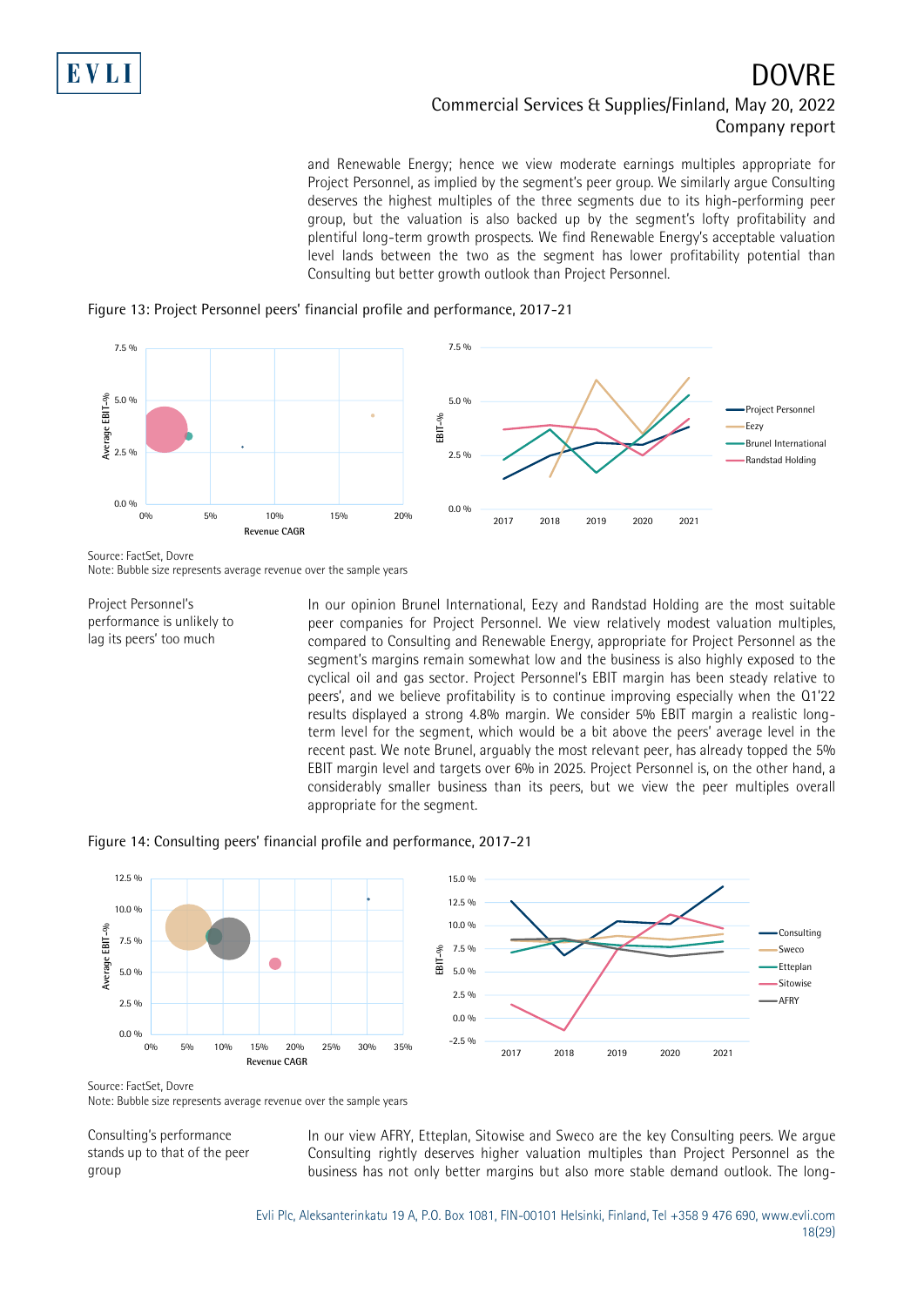and Renewable Energy; hence we view moderate earnings multiples appropriate for Project Personnel, as implied by the segment's peer group. We similarly argue Consulting deserves the highest multiples of the three segments due to its high-performing peer group, but the valuation is also backed up by the segment's lofty profitability and plentiful long-term growth prospects. We find Renewable Energy's acceptable valuation level lands between the two as the segment has lower profitability potential than Consulting but better growth outlook than Project Personnel.

Figure 13: Project Personnel peers' financial profile and performance, 2017-21

Source: FactSet, Dovre
Note: Bubble size represents average revenue over the sample years

**Project Personnel's performance is unlikely to lag its peers' too much**

In our opinion Brunel International, Eezy and Randstad Holding are the most suitable peer companies for Project Personnel. We view relatively modest valuation multiples, compared to Consulting and Renewable Energy, appropriate for Project Personnel as the segment's margins remain somewhat low and the business is also highly exposed to the cyclical oil and gas sector. Project Personnel's EBIT margin has been steady relative to peers', and we believe profitability is to continue improving especially when the Q1'22 results displayed a strong 4.8% margin. We consider 5% EBIT margin a realistic long-term level for the segment, which would be a bit above the peers' average level in the recent past. We note Brunel, arguably the most relevant peer, has already topped the 5% EBIT margin level and targets over 6% in 2025. Project Personnel is, on the other hand, a considerably smaller business than its peers, but we view the peer multiples overall appropriate for the segment.

Figure 14: Consulting peers' financial profile and performance, 2017-21

Source: FactSet, Dovre
Note: Bubble size represents average revenue over the sample years

**Consulting's performance stands up to that of the peer group**

In our view AFRY, Etteplan, Sitowise and Sweco are the key Consulting peers. We argue Consulting rightly deserves higher valuation multiples than Project Personnel as the business has not only better margins but also more stable demand outlook. The long-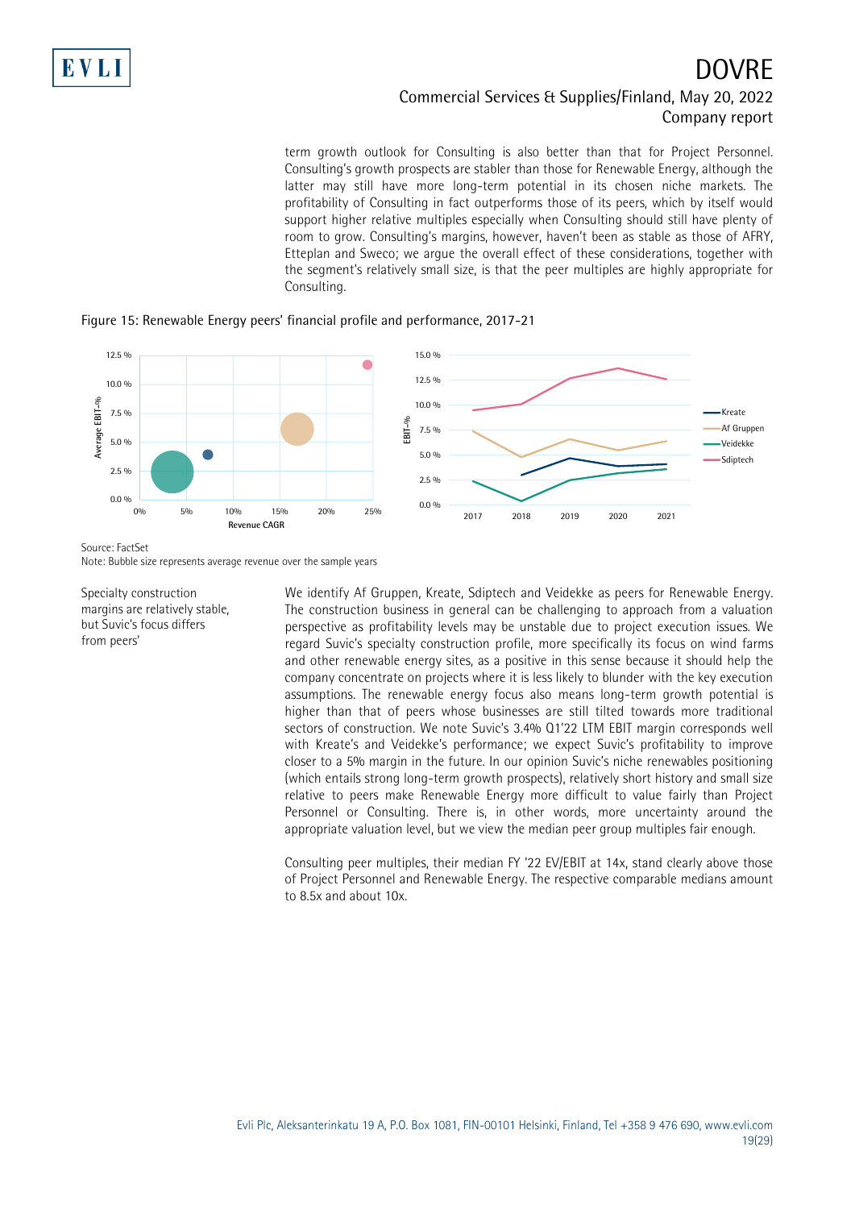term growth outlook for Consulting is also better than that for Project Personnel. Consulting's growth prospects are stabler than those for Renewable Energy, although the latter may still have more long-term potential in its chosen niche markets. The profitability of Consulting in fact outperforms those of its peers, which by itself would support higher relative multiples especially when Consulting should still have plenty of room to grow. Consulting's margins, however, haven't been as stable as those of AFRY, Etteplan and Sweco; we argue the overall effect of these considerations, together with the segment's relatively small size, is that the peer multiples are highly appropriate for Consulting.

Figure 15: Renewable Energy peers' financial profile and performance, 2017-21

Source: FactSet
Note: Bubble size represents average revenue over the sample years

*Specialty construction margins are relatively stable, but Suvic's focus differs from peers'*

We identify Af Gruppen, Kreate, Sdiptech and Veidekke as peers for Renewable Energy. The construction business in general can be challenging to approach from a valuation perspective as profitability levels may be unstable due to project execution issues. We regard Suvic's specialty construction profile, more specifically its focus on wind farms and other renewable energy sites, as a positive in this sense because it should help the company concentrate on projects where it is less likely to blunder with the key execution assumptions. The renewable energy focus also means long-term growth potential is higher than that of peers whose businesses are still tilted towards more traditional sectors of construction. We note Suvic's 3.4% Q1'22 LTM EBIT margin corresponds well with Kreate's and Veidekke's performance; we expect Suvic's profitability to improve closer to a 5% margin in the future. In our opinion Suvic's niche renewables positioning (which entails strong long-term growth prospects), relatively short history and small size relative to peers make Renewable Energy more difficult to value fairly than Project Personnel or Consulting. There is, in other words, more uncertainty around the appropriate valuation level, but we view the median peer group multiples fair enough.

Consulting peer multiples, their median FY '22 EV/EBIT at 14x, stand clearly above those of Project Personnel and Renewable Energy. The respective comparable medians amount to 8.5x and about 10x.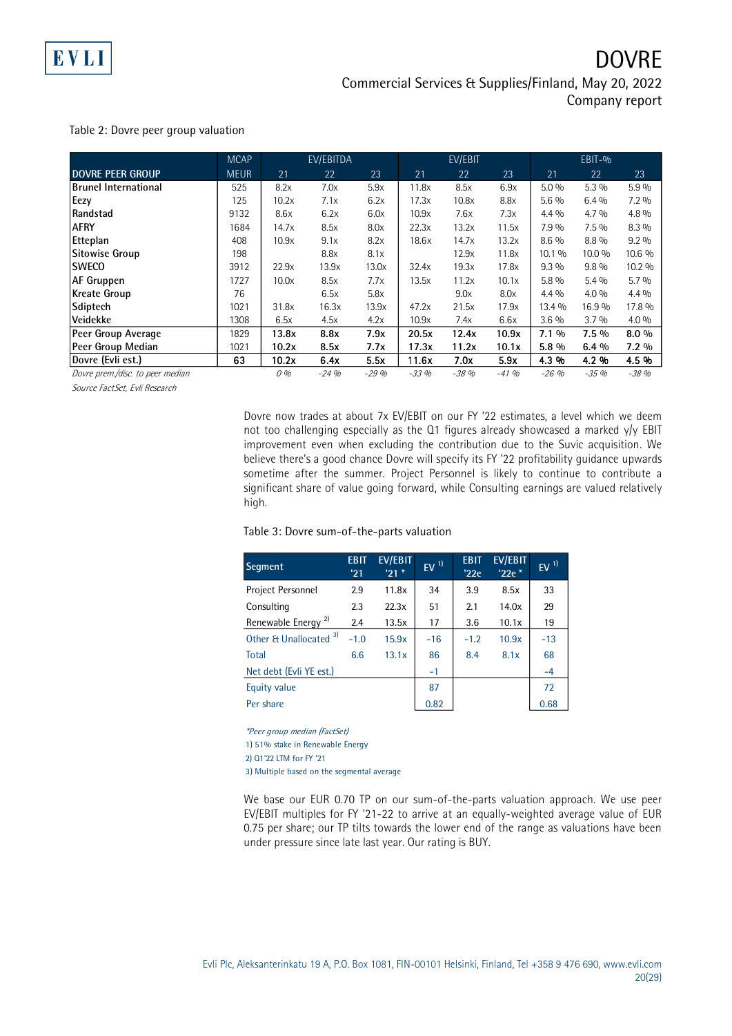Table 2: Dovre peer group valuation

| | MCAP | EV/EBITDA | | | EV/EBIT | | | EBIT-% | | |
|---|---|---|---|---|---|---|---|---|---|---|
| **DOVRE PEER GROUP** | MEUR | 21 | 22 | 23 | 21 | 22 | 23 | 21 | 22 | 23 |
| **Brunel International** | 525 | 8.2x | 7.0x | 5.9x | 11.8x | 8.5x | 6.9x | 5.0 % | 5.3 % | 5.9 % |
| **Eezy** | 125 | 10.2x | 7.1x | 6.2x | 17.3x | 10.8x | 8.8x | 5.6 % | 6.4 % | 7.2 % |
| **Randstad** | 9132 | 8.6x | 6.2x | 6.0x | 10.9x | 7.6x | 7.3x | 4.4 % | 4.7 % | 4.8 % |
| **AFRY** | 1684 | 14.7x | 8.5x | 8.0x | 22.3x | 13.2x | 11.5x | 7.9 % | 7.5 % | 8.3 % |
| **Etteplan** | 408 | 10.9x | 9.1x | 8.2x | 18.6x | 14.7x | 13.2x | 8.6 % | 8.8 % | 9.2 % |
| **Sitowise Group** | 198 | | 8.8x | 8.1x | | 12.9x | 11.8x | 10.1 % | 10.0 % | 10.6 % |
| **SWECO** | 3912 | 22.9x | 13.9x | 13.0x | 32.4x | 19.3x | 17.8x | 9.3 % | 9.8 % | 10.2 % |
| **AF Gruppen** | 1727 | 10.0x | 8.5x | 7.7x | 13.5x | 11.2x | 10.1x | 5.8 % | 5.4 % | 5.7 % |
| **Kreate Group** | 76 | | 6.5x | 5.8x | | 9.0x | 8.0x | 4.4 % | 4.0 % | 4.4 % |
| **Sdiptech** | 1021 | 31.8x | 16.3x | 13.9x | 47.2x | 21.5x | 17.9x | 13.4 % | 16.9 % | 17.8 % |
| **Veidekke** | 1308 | 6.5x | 4.5x | 4.2x | 10.9x | 7.4x | 6.6x | 3.6 % | 3.7 % | 4.0 % |
| **Peer Group Average** | 1829 | **13.8x** | **8.8x** | **7.9x** | **20.5x** | **12.4x** | **10.9x** | **7.1 %** | **7.5 %** | **8.0 %** |
| **Peer Group Median** | 1021 | **10.2x** | **8.5x** | **7.7x** | **17.3x** | **11.2x** | **10.1x** | **5.8 %** | **6.4 %** | **7.2 %** |
| **Dovre (Evli est.)** | **63** | **10.2x** | **6.4x** | **5.5x** | **11.6x** | **7.0x** | **5.9x** | **4.3 %** | **4.2 %** | **4.5 %** |
| *Dovre prem./disc. to peer median* | | *0 %* | *-24 %* | *-29 %* | *-33 %* | *-38 %* | *-41 %* | *-26 %* | *-35 %* | *-38 %* |

*Source FactSet, Evli Research*

Dovre now trades at about 7x EV/EBIT on our FY '22 estimates, a level which we deem not too challenging especially as the Q1 figures already showcased a marked y/y EBIT improvement even when excluding the contribution due to the Suvic acquisition. We believe there's a good chance Dovre will specify its FY '22 profitability guidance upwards sometime after the summer. Project Personnel is likely to continue to contribute a significant share of value going forward, while Consulting earnings are valued relatively high.

Table 3: Dovre sum-of-the-parts valuation

| Segment | EBIT '21 | EV/EBIT '21 * | EV 1) | EBIT '22e | EV/EBIT '22e * | EV 1) |
|---|---|---|---|---|---|---|
| Project Personnel | 2.9 | 11.8x | 34 | 3.9 | 8.5x | 33 |
| Consulting | 2.3 | 22.3x | 51 | 2.1 | 14.0x | 29 |
| Renewable Energy 2) | 2.4 | 13.5x | 17 | 3.6 | 10.1x | 19 |
| Other & Unallocated 3) | -1.0 | 15.9x | -16 | -1.2 | 10.9x | -13 |
| Total | 6.6 | 13.1x | 86 | 8.4 | 8.1x | 68 |
| Net debt (Evli YE est.) | | | -1 | | | -4 |
| Equity value | | | 87 | | | 72 |
| Per share | | | 0.82 | | | 0.68 |

*\*Peer group median (FactSet)*

1) 51% stake in Renewable Energy

2) Q1'22 LTM for FY '21

3) Multiple based on the segmental average

We base our EUR 0.70 TP on our sum-of-the-parts valuation approach. We use peer EV/EBIT multiples for FY '21-22 to arrive at an equally-weighted average value of EUR 0.75 per share; our TP tilts towards the lower end of the range as valuations have been under pressure since late last year. Our rating is BUY.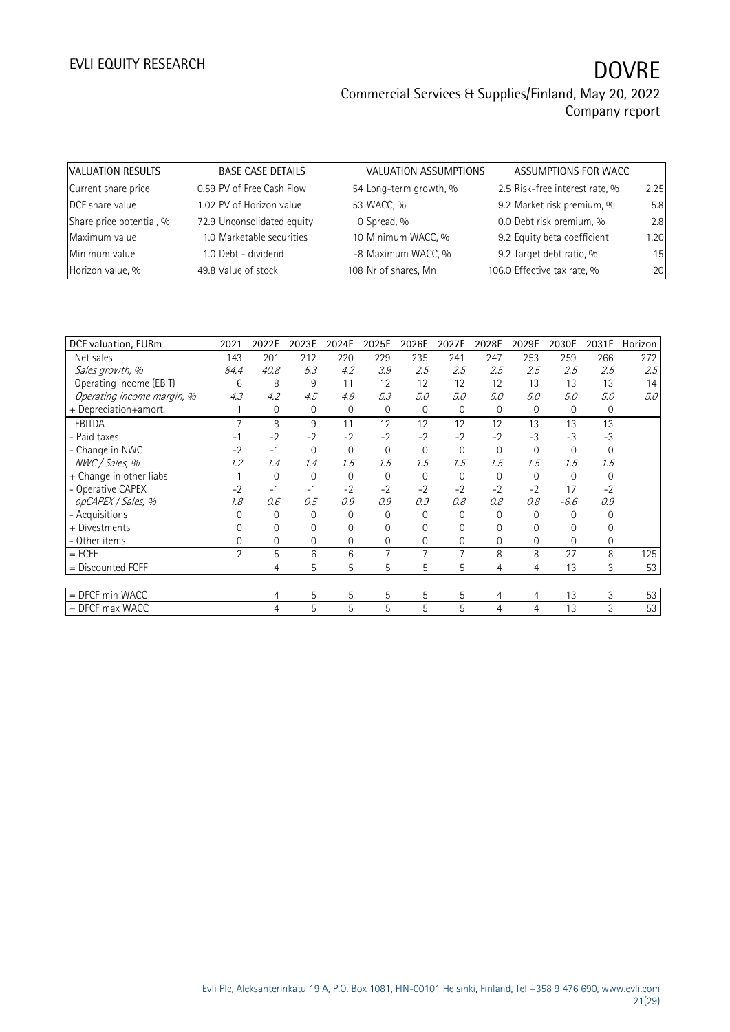| VALUATION RESULTS | BASE CASE DETAILS | | VALUATION ASSUMPTIONS | | ASSUMPTIONS FOR WACC | |
|---|---|---|---|---|---|---|
| Current share price | 0.59 | PV of Free Cash Flow | 54 | Long-term growth, % | 2.5 | Risk-free interest rate, % | 2.25 |
| DCF share value | 1.02 | PV of Horizon value | 53 | WACC, % | 9.2 | Market risk premium, % | 5.8 |
| Share price potential, % | 72.9 | Unconsolidated equity | 0 | Spread, % | 0.0 | Debt risk premium, % | 2.8 |
| Maximum value | 1.0 | Marketable securities | 10 | Minimum WACC, % | 9.2 | Equity beta coefficient | 1.20 |
| Minimum value | 1.0 | Debt - dividend | -8 | Maximum WACC, % | 9.2 | Target debt ratio, % | 15 |
| Horizon value, % | 49.8 | Value of stock | 108 | Nr of shares, Mn | 106.0 | Effective tax rate, % | 20 |

| DCF valuation, EURm | 2021 | 2022E | 2023E | 2024E | 2025E | 2026E | 2027E | 2028E | 2029E | 2030E | 2031E | Horizon |
|---|---|---|---|---|---|---|---|---|---|---|---|---|
| Net sales | 143 | 201 | 212 | 220 | 229 | 235 | 241 | 247 | 253 | 259 | 266 | 272 |
| *Sales growth, %* | *84.4* | *40.8* | *5.3* | *4.2* | *3.9* | *2.5* | *2.5* | *2.5* | *2.5* | *2.5* | *2.5* | *2.5* |
| Operating income (EBIT) | 6 | 8 | 9 | 11 | 12 | 12 | 12 | 12 | 13 | 13 | 13 | 14 |
| *Operating income margin, %* | *4.3* | *4.2* | *4.5* | *4.8* | *5.3* | *5.0* | *5.0* | *5.0* | *5.0* | *5.0* | *5.0* | *5.0* |
| + Depreciation+amort. | 1 | 0 | 0 | 0 | 0 | 0 | 0 | 0 | 0 | 0 | 0 | |
| EBITDA | 7 | 8 | 9 | 11 | 12 | 12 | 12 | 12 | 13 | 13 | 13 | |
| - Paid taxes | -1 | -2 | -2 | -2 | -2 | -2 | -2 | -2 | -3 | -3 | -3 | |
| - Change in NWC | -2 | -1 | 0 | 0 | 0 | 0 | 0 | 0 | 0 | 0 | 0 | |
| *NWC / Sales, %* | *1.2* | *1.4* | *1.4* | *1.5* | *1.5* | *1.5* | *1.5* | *1.5* | *1.5* | *1.5* | *1.5* | |
| + Change in other liabs | 1 | 0 | 0 | 0 | 0 | 0 | 0 | 0 | 0 | 0 | 0 | |
| - Operative CAPEX | -2 | -1 | -1 | -2 | -2 | -2 | -2 | -2 | -2 | 17 | -2 | |
| *opCAPEX / Sales, %* | *1.8* | *0.6* | *0.5* | *0.9* | *0.9* | *0.9* | *0.8* | *0.8* | *0.8* | *-6.6* | *0.9* | |
| - Acquisitions | 0 | 0 | 0 | 0 | 0 | 0 | 0 | 0 | 0 | 0 | 0 | |
| + Divestments | 0 | 0 | 0 | 0 | 0 | 0 | 0 | 0 | 0 | 0 | 0 | |
| - Other items | 0 | 0 | 0 | 0 | 0 | 0 | 0 | 0 | 0 | 0 | 0 | |
| = FCFF | 2 | 5 | 6 | 6 | 7 | 7 | 7 | 8 | 8 | 27 | 8 | 125 |
| = Discounted FCFF | | 4 | 5 | 5 | 5 | 5 | 5 | 4 | 4 | 13 | 3 | 53 |
| | | | | | | | | | | | | |
| = DFCF min WACC | | 4 | 5 | 5 | 5 | 5 | 5 | 4 | 4 | 13 | 3 | 53 |
| = DFCF max WACC | | 4 | 5 | 5 | 5 | 5 | 5 | 4 | 4 | 13 | 3 | 53 |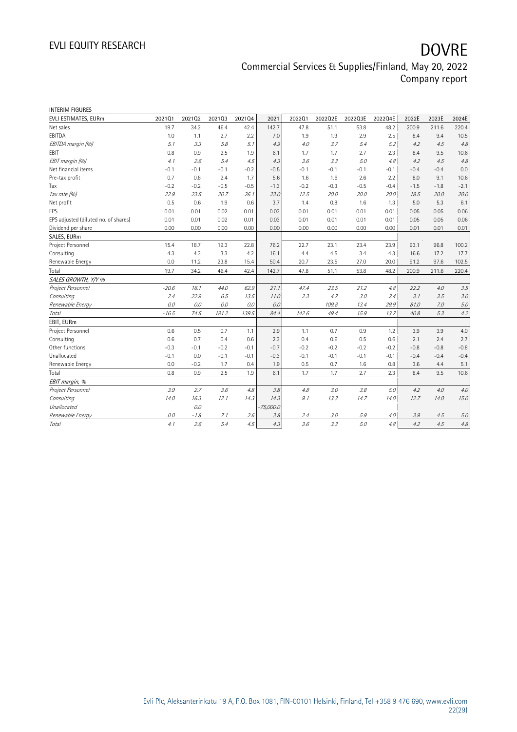INTERIM FIGURES

| EVLI ESTIMATES, EURm | 2021Q1 | 2021Q2 | 2021Q3 | 2021Q4 | 2021 | 2022Q1 | 2022Q2E | 2022Q3E | 2022Q4E | 2022E | 2023E | 2024E |
|---|---|---|---|---|---|---|---|---|---|---|---|---|
| Net sales | 19.7 | 34.2 | 46.4 | 42.4 | 142.7 | 47.8 | 51.1 | 53.8 | 48.2 | 200.9 | 211.6 | 220.4 |
| EBITDA | 1.0 | 1.1 | 2.7 | 2.2 | 7.0 | 1.9 | 1.9 | 2.9 | 2.5 | 8.4 | 9.4 | 10.5 |
| *EBITDA margin (%)* | *5.1* | *3.3* | *5.8* | *5.1* | *4.9* | *4.0* | *3.7* | *5.4* | *5.2* | *4.2* | *4.5* | *4.8* |
| EBIT | 0.8 | 0.9 | 2.5 | 1.9 | 6.1 | 1.7 | 1.7 | 2.7 | 2.3 | 8.4 | 9.5 | 10.6 |
| *EBIT margin (%)* | *4.1* | *2.6* | *5.4* | *4.5* | *4.3* | *3.6* | *3.3* | *5.0* | *4.8* | *4.2* | *4.5* | *4.8* |
| Net financial items | -0.1 | -0.1 | -0.1 | -0.2 | -0.5 | -0.1 | -0.1 | -0.1 | -0.1 | -0.4 | -0.4 | 0.0 |
| Pre-tax profit | 0.7 | 0.8 | 2.4 | 1.7 | 5.6 | 1.6 | 1.6 | 2.6 | 2.2 | 8.0 | 9.1 | 10.6 |
| Tax | -0.2 | -0.2 | -0.5 | -0.5 | -1.3 | -0.2 | -0.3 | -0.5 | -0.4 | -1.5 | -1.8 | -2.1 |
| *Tax rate (%)* | *22.9* | *23.5* | *20.7* | *26.1* | *23.0* | *12.5* | *20.0* | *20.0* | *20.0* | *18.5* | *20.0* | *20.0* |
| Net profit | 0.5 | 0.6 | 1.9 | 0.6 | 3.7 | 1.4 | 0.8 | 1.6 | 1.3 | 5.0 | 5.3 | 6.1 |
| EPS | 0.01 | 0.01 | 0.02 | 0.01 | 0.03 | 0.01 | 0.01 | 0.01 | 0.01 | 0.05 | 0.05 | 0.06 |
| EPS adjusted (diluted no. of shares) | 0.01 | 0.01 | 0.02 | 0.01 | 0.03 | 0.01 | 0.01 | 0.01 | 0.01 | 0.05 | 0.05 | 0.06 |
| Dividend per share | 0.00 | 0.00 | 0.00 | 0.00 | 0.00 | 0.00 | 0.00 | 0.00 | 0.00 | 0.01 | 0.01 | 0.01 |
| SALES, EURm | | | | | | | | | | | | |
| Project Personnel | 15.4 | 18.7 | 19.3 | 22.8 | 76.2 | 22.7 | 23.1 | 23.4 | 23.9 | 93.1 | 96.8 | 100.2 |
| Consulting | 4.3 | 4.3 | 3.3 | 4.2 | 16.1 | 4.4 | 4.5 | 3.4 | 4.3 | 16.6 | 17.2 | 17.7 |
| Renewable Energy | 0.0 | 11.2 | 23.8 | 15.4 | 50.4 | 20.7 | 23.5 | 27.0 | 20.0 | 91.2 | 97.6 | 102.5 |
| Total | 19.7 | 34.2 | 46.4 | 42.4 | 142.7 | 47.8 | 51.1 | 53.8 | 48.2 | 200.9 | 211.6 | 220.4 |
| *SALES GROWTH, Y/Y %* | | | | | | | | | | | | |
| *Project Personnel* | *-20.6* | *16.1* | *44.0* | *62.9* | *21.1* | *47.4* | *23.5* | *21.2* | *4.8* | *22.2* | *4.0* | *3.5* |
| *Consulting* | *2.4* | *22.9* | *6.5* | *13.5* | *11.0* | *2.3* | *4.7* | *3.0* | *2.4* | *3.1* | *3.5* | *3.0* |
| *Renewable Energy* | *0.0* | *0.0* | *0.0* | *0.0* | *0.0* | | *109.8* | *13.4* | *29.9* | *81.0* | *7.0* | *5.0* |
| *Total* | *-16.5* | *74.5* | *181.2* | *139.5* | *84.4* | *142.6* | *49.4* | *15.9* | *13.7* | *40.8* | *5.3* | *4.2* |
| EBIT, EURm | | | | | | | | | | | | |
| Project Personnel | 0.6 | 0.5 | 0.7 | 1.1 | 2.9 | 1.1 | 0.7 | 0.9 | 1.2 | 3.9 | 3.9 | 4.0 |
| Consulting | 0.6 | 0.7 | 0.4 | 0.6 | 2.3 | 0.4 | 0.6 | 0.5 | 0.6 | 2.1 | 2.4 | 2.7 |
| Other functions | -0.3 | -0.1 | -0.2 | -0.1 | -0.7 | -0.2 | -0.2 | -0.2 | -0.2 | -0.8 | -0.8 | -0.8 |
| Unallocated | -0.1 | 0.0 | -0.1 | -0.1 | -0.3 | -0.1 | -0.1 | -0.1 | -0.1 | -0.4 | -0.4 | -0.4 |
| Renewable Energy | 0.0 | -0.2 | 1.7 | 0.4 | 1.9 | 0.5 | 0.7 | 1.6 | 0.8 | 3.6 | 4.4 | 5.1 |
| Total | 0.8 | 0.9 | 2.5 | 1.9 | 6.1 | 1.7 | 1.7 | 2.7 | 2.3 | 8.4 | 9.5 | 10.6 |
| *EBIT margin, %* | | | | | | | | | | | | |
| *Project Personnel* | *3.9* | *2.7* | *3.6* | *4.8* | *3.8* | *4.8* | *3.0* | *3.8* | *5.0* | *4.2* | *4.0* | *4.0* |
| *Consulting* | *14.0* | *16.3* | *12.1* | *14.3* | *14.3* | *9.1* | *13.3* | *14.7* | *14.0* | *12.7* | *14.0* | *15.0* |
| *Unallocated* | | *0.0* | | | *-75,000.0* | | | | | | | |
| *Renewable Energy* | *0.0* | *-1.8* | *7.1* | *2.6* | *3.8* | *2.4* | *3.0* | *5.9* | *4.0* | *3.9* | *4.5* | *5.0* |
| *Total* | *4.1* | *2.6* | *5.4* | *4.5* | *4.3* | *3.6* | *3.3* | *5.0* | *4.8* | *4.2* | *4.5* | *4.8* |

Evli Plc, Aleksanterinkatu 19 A, P.O. Box 1081, FIN-00101 Helsinki, Finland, Tel +358 9 476 690, www.evli.com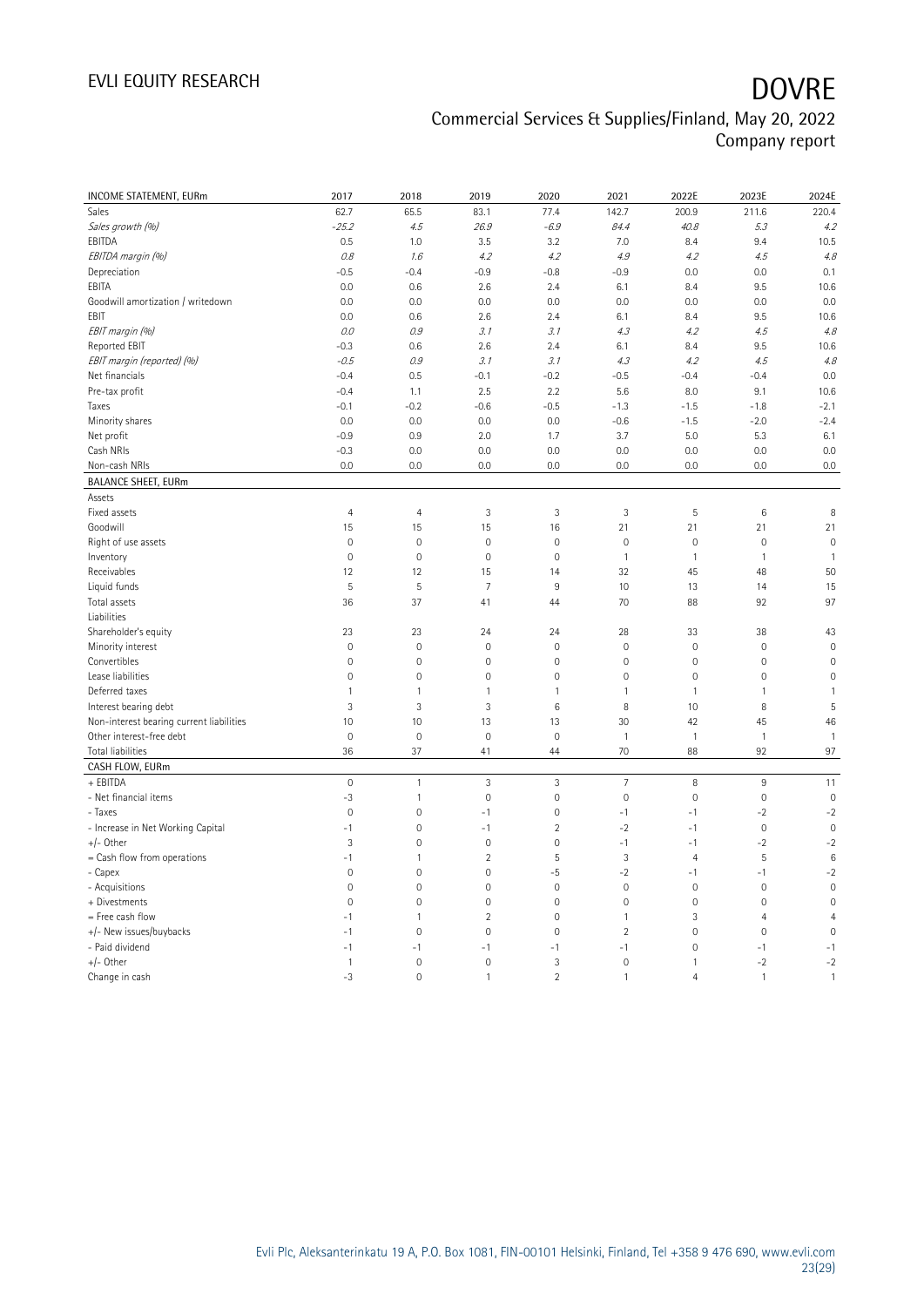| INCOME STATEMENT, EURm | 2017 | 2018 | 2019 | 2020 | 2021 | 2022E | 2023E | 2024E |
|---|---|---|---|---|---|---|---|---|
| Sales | 62.7 | 65.5 | 83.1 | 77.4 | 142.7 | 200.9 | 211.6 | 220.4 |
| *Sales growth (%)* | *-25.2* | *4.5* | *26.9* | *-6.9* | *84.4* | *40.8* | *5.3* | *4.2* |
| EBITDA | 0.5 | 1.0 | 3.5 | 3.2 | 7.0 | 8.4 | 9.4 | 10.5 |
| *EBITDA margin (%)* | *0.8* | *1.6* | *4.2* | *4.2* | *4.9* | *4.2* | *4.5* | *4.8* |
| Depreciation | -0.5 | -0.4 | -0.9 | -0.8 | -0.9 | 0.0 | 0.0 | 0.1 |
| EBITA | 0.0 | 0.6 | 2.6 | 2.4 | 6.1 | 8.4 | 9.5 | 10.6 |
| Goodwill amortization / writedown | 0.0 | 0.0 | 0.0 | 0.0 | 0.0 | 0.0 | 0.0 | 0.0 |
| EBIT | 0.0 | 0.6 | 2.6 | 2.4 | 6.1 | 8.4 | 9.5 | 10.6 |
| *EBIT margin (%)* | *0.0* | *0.9* | *3.1* | *3.1* | *4.3* | *4.2* | *4.5* | *4.8* |
| Reported EBIT | -0.3 | 0.6 | 2.6 | 2.4 | 6.1 | 8.4 | 9.5 | 10.6 |
| *EBIT margin (reported) (%)* | *-0.5* | *0.9* | *3.1* | *3.1* | *4.3* | *4.2* | *4.5* | *4.8* |
| Net financials | -0.4 | 0.5 | -0.1 | -0.2 | -0.5 | -0.4 | -0.4 | 0.0 |
| Pre-tax profit | -0.4 | 1.1 | 2.5 | 2.2 | 5.6 | 8.0 | 9.1 | 10.6 |
| Taxes | -0.1 | -0.2 | -0.6 | -0.5 | -1.3 | -1.5 | -1.8 | -2.1 |
| Minority shares | 0.0 | 0.0 | 0.0 | 0.0 | -0.6 | -1.5 | -2.0 | -2.4 |
| Net profit | -0.9 | 0.9 | 2.0 | 1.7 | 3.7 | 5.0 | 5.3 | 6.1 |
| Cash NRIs | -0.3 | 0.0 | 0.0 | 0.0 | 0.0 | 0.0 | 0.0 | 0.0 |
| Non-cash NRIs | 0.0 | 0.0 | 0.0 | 0.0 | 0.0 | 0.0 | 0.0 | 0.0 |
| **BALANCE SHEET, EURm** | | | | | | | | |
| Assets | | | | | | | | |
| Fixed assets | 4 | 4 | 3 | 3 | 3 | 5 | 6 | 8 |
| Goodwill | 15 | 15 | 15 | 16 | 21 | 21 | 21 | 21 |
| Right of use assets | 0 | 0 | 0 | 0 | 0 | 0 | 0 | 0 |
| Inventory | 0 | 0 | 0 | 0 | 1 | 1 | 1 | 1 |
| Receivables | 12 | 12 | 15 | 14 | 32 | 45 | 48 | 50 |
| Liquid funds | 5 | 5 | 7 | 9 | 10 | 13 | 14 | 15 |
| Total assets | 36 | 37 | 41 | 44 | 70 | 88 | 92 | 97 |
| Liabilities | | | | | | | | |
| Shareholder's equity | 23 | 23 | 24 | 24 | 28 | 33 | 38 | 43 |
| Minority interest | 0 | 0 | 0 | 0 | 0 | 0 | 0 | 0 |
| Convertibles | 0 | 0 | 0 | 0 | 0 | 0 | 0 | 0 |
| Lease liabilities | 0 | 0 | 0 | 0 | 0 | 0 | 0 | 0 |
| Deferred taxes | 1 | 1 | 1 | 1 | 1 | 1 | 1 | 1 |
| Interest bearing debt | 3 | 3 | 3 | 6 | 8 | 10 | 8 | 5 |
| Non-interest bearing current liabilities | 10 | 10 | 13 | 13 | 30 | 42 | 45 | 46 |
| Other interest-free debt | 0 | 0 | 0 | 0 | 1 | 1 | 1 | 1 |
| Total liabilities | 36 | 37 | 41 | 44 | 70 | 88 | 92 | 97 |
| **CASH FLOW, EURm** | | | | | | | | |
| + EBITDA | 0 | 1 | 3 | 3 | 7 | 8 | 9 | 11 |
| - Net financial items | -3 | 1 | 0 | 0 | 0 | 0 | 0 | 0 |
| - Taxes | 0 | 0 | -1 | 0 | -1 | -1 | -2 | -2 |
| - Increase in Net Working Capital | -1 | 0 | -1 | 2 | -2 | -1 | 0 | 0 |
| +/- Other | 3 | 0 | 0 | 0 | -1 | -1 | -2 | -2 |
| = Cash flow from operations | -1 | 1 | 2 | 5 | 3 | 4 | 5 | 6 |
| - Capex | 0 | 0 | 0 | -5 | -2 | -1 | -1 | -2 |
| - Acquisitions | 0 | 0 | 0 | 0 | 0 | 0 | 0 | 0 |
| + Divestments | 0 | 0 | 0 | 0 | 0 | 0 | 0 | 0 |
| = Free cash flow | -1 | 1 | 2 | 0 | 1 | 3 | 4 | 4 |
| +/- New issues/buybacks | -1 | 0 | 0 | 0 | 2 | 0 | 0 | 0 |
| - Paid dividend | -1 | -1 | -1 | -1 | -1 | 0 | -1 | -1 |
| +/- Other | 1 | 0 | 0 | 3 | 0 | 1 | -2 | -2 |
| Change in cash | -3 | 0 | 1 | 2 | 1 | 4 | 1 | 1 |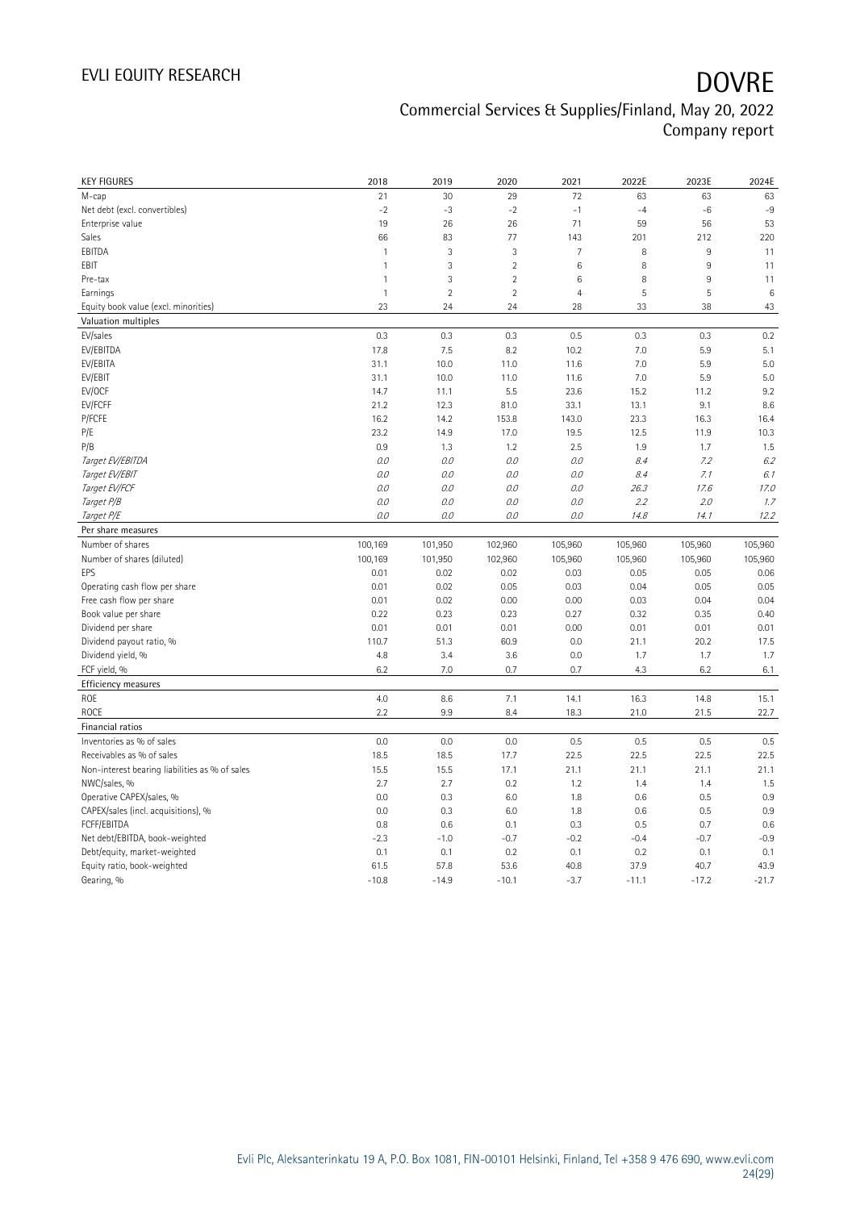| KEY FIGURES | 2018 | 2019 | 2020 | 2021 | 2022E | 2023E | 2024E |
|---|---|---|---|---|---|---|---|
| M-cap | 21 | 30 | 29 | 72 | 63 | 63 | 63 |
| Net debt (excl. convertibles) | -2 | -3 | -2 | -1 | -4 | -6 | -9 |
| Enterprise value | 19 | 26 | 26 | 71 | 59 | 56 | 53 |
| Sales | 66 | 83 | 77 | 143 | 201 | 212 | 220 |
| EBITDA | 1 | 3 | 3 | 7 | 8 | 9 | 11 |
| EBIT | 1 | 3 | 2 | 6 | 8 | 9 | 11 |
| Pre-tax | 1 | 3 | 2 | 6 | 8 | 9 | 11 |
| Earnings | 1 | 2 | 2 | 4 | 5 | 5 | 6 |
| Equity book value (excl. minorities) | 23 | 24 | 24 | 28 | 33 | 38 | 43 |
| **Valuation multiples** | | | | | | | |
| EV/sales | 0.3 | 0.3 | 0.3 | 0.5 | 0.3 | 0.3 | 0.2 |
| EV/EBITDA | 17.8 | 7.5 | 8.2 | 10.2 | 7.0 | 5.9 | 5.1 |
| EV/EBITA | 31.1 | 10.0 | 11.0 | 11.6 | 7.0 | 5.9 | 5.0 |
| EV/EBIT | 31.1 | 10.0 | 11.0 | 11.6 | 7.0 | 5.9 | 5.0 |
| EV/OCF | 14.7 | 11.1 | 5.5 | 23.6 | 15.2 | 11.2 | 9.2 |
| EV/FCFF | 21.2 | 12.3 | 81.0 | 33.1 | 13.1 | 9.1 | 8.6 |
| P/FCFE | 16.2 | 14.2 | 153.8 | 143.0 | 23.3 | 16.3 | 16.4 |
| P/E | 23.2 | 14.9 | 17.0 | 19.5 | 12.5 | 11.9 | 10.3 |
| P/B | 0.9 | 1.3 | 1.2 | 2.5 | 1.9 | 1.7 | 1.5 |
| *Target EV/EBITDA* | *0.0* | *0.0* | *0.0* | *0.0* | *8.4* | *7.2* | *6.2* |
| *Target EV/EBIT* | *0.0* | *0.0* | *0.0* | *0.0* | *8.4* | *7.1* | *6.1* |
| *Target EV/FCF* | *0.0* | *0.0* | *0.0* | *0.0* | *26.3* | *17.6* | *17.0* |
| *Target P/B* | *0.0* | *0.0* | *0.0* | *0.0* | *2.2* | *2.0* | *1.7* |
| *Target P/E* | *0.0* | *0.0* | *0.0* | *0.0* | *14.8* | *14.1* | *12.2* |
| **Per share measures** | | | | | | | |
| Number of shares | 100,169 | 101,950 | 102,960 | 105,960 | 105,960 | 105,960 | 105,960 |
| Number of shares (diluted) | 100,169 | 101,950 | 102,960 | 105,960 | 105,960 | 105,960 | 105,960 |
| EPS | 0.01 | 0.02 | 0.02 | 0.03 | 0.05 | 0.05 | 0.06 |
| Operating cash flow per share | 0.01 | 0.02 | 0.05 | 0.03 | 0.04 | 0.05 | 0.05 |
| Free cash flow per share | 0.01 | 0.02 | 0.00 | 0.00 | 0.03 | 0.04 | 0.04 |
| Book value per share | 0.22 | 0.23 | 0.23 | 0.27 | 0.32 | 0.35 | 0.40 |
| Dividend per share | 0.01 | 0.01 | 0.01 | 0.00 | 0.01 | 0.01 | 0.01 |
| Dividend payout ratio, % | 110.7 | 51.3 | 60.9 | 0.0 | 21.1 | 20.2 | 17.5 |
| Dividend yield, % | 4.8 | 3.4 | 3.6 | 0.0 | 1.7 | 1.7 | 1.7 |
| FCF yield, % | 6.2 | 7.0 | 0.7 | 0.7 | 4.3 | 6.2 | 6.1 |
| **Efficiency measures** | | | | | | | |
| ROE | 4.0 | 8.6 | 7.1 | 14.1 | 16.3 | 14.8 | 15.1 |
| ROCE | 2.2 | 9.9 | 8.4 | 18.3 | 21.0 | 21.5 | 22.7 |
| **Financial ratios** | | | | | | | |
| Inventories as % of sales | 0.0 | 0.0 | 0.0 | 0.5 | 0.5 | 0.5 | 0.5 |
| Receivables as % of sales | 18.5 | 18.5 | 17.7 | 22.5 | 22.5 | 22.5 | 22.5 |
| Non-interest bearing liabilities as % of sales | 15.5 | 15.5 | 17.1 | 21.1 | 21.1 | 21.1 | 21.1 |
| NWC/sales, % | 2.7 | 2.7 | 0.2 | 1.2 | 1.4 | 1.4 | 1.5 |
| Operative CAPEX/sales, % | 0.0 | 0.3 | 6.0 | 1.8 | 0.6 | 0.5 | 0.9 |
| CAPEX/sales (incl. acquisitions), % | 0.0 | 0.3 | 6.0 | 1.8 | 0.6 | 0.5 | 0.9 |
| FCFF/EBITDA | 0.8 | 0.6 | 0.1 | 0.3 | 0.5 | 0.7 | 0.6 |
| Net debt/EBITDA, book-weighted | -2.3 | -1.0 | -0.7 | -0.2 | -0.4 | -0.7 | -0.9 |
| Debt/equity, market-weighted | 0.1 | 0.1 | 0.2 | 0.1 | 0.2 | 0.1 | 0.1 |
| Equity ratio, book-weighted | 61.5 | 57.8 | 53.6 | 40.8 | 37.9 | 40.7 | 43.9 |
| Gearing, % | -10.8 | -14.9 | -10.1 | -3.7 | -11.1 | -17.2 | -21.7 |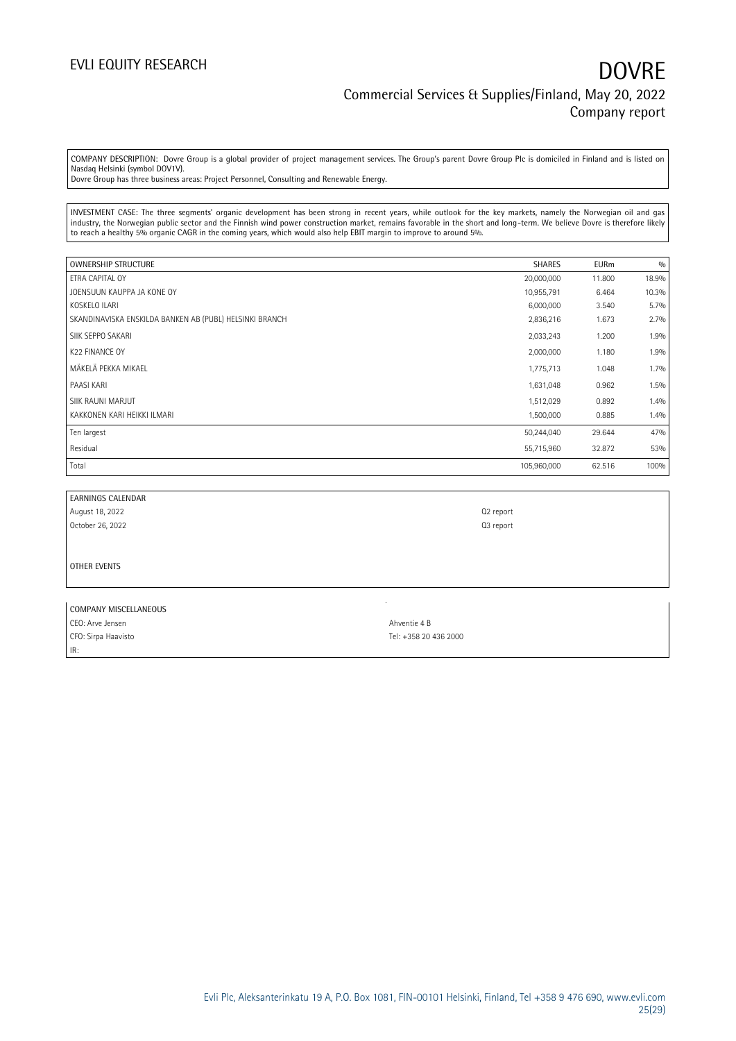COMPANY DESCRIPTION: Dovre Group is a global provider of project management services. The Group's parent Dovre Group Plc is domiciled in Finland and is listed on Nasdaq Helsinki (symbol DOV1V).
Dovre Group has three business areas: Project Personnel, Consulting and Renewable Energy.

INVESTMENT CASE: The three segments' organic development has been strong in recent years, while outlook for the key markets, namely the Norwegian oil and gas industry, the Norwegian public sector and the Finnish wind power construction market, remains favorable in the short and long-term. We believe Dovre is therefore likely to reach a healthy 5% organic CAGR in the coming years, which would also help EBIT margin to improve to around 5%.

| OWNERSHIP STRUCTURE | SHARES | EURm | % |
|---|---|---|---|
| ETRA CAPITAL OY | 20,000,000 | 11.800 | 18.9% |
| JOENSUUN KAUPPA JA KONE OY | 10,955,791 | 6.464 | 10.3% |
| KOSKELO ILARI | 6,000,000 | 3.540 | 5.7% |
| SKANDINAVISKA ENSKILDA BANKEN AB (PUBL) HELSINKI BRANCH | 2,836,216 | 1.673 | 2.7% |
| SIIK SEPPO SAKARI | 2,033,243 | 1.200 | 1.9% |
| K22 FINANCE OY | 2,000,000 | 1.180 | 1.9% |
| MÄKELÄ PEKKA MIKAEL | 1,775,713 | 1.048 | 1.7% |
| PAASI KARI | 1,631,048 | 0.962 | 1.5% |
| SIIK RAUNI MARJUT | 1,512,029 | 0.892 | 1.4% |
| KAKKONEN KARI HEIKKI ILMARI | 1,500,000 | 0.885 | 1.4% |
| Ten largest | 50,244,040 | 29.644 | 47% |
| Residual | 55,715,960 | 32.872 | 53% |
| Total | 105,960,000 | 62.516 | 100% |

| EARNINGS CALENDAR | |
|---|---|
| August 18, 2022 | Q2 report |
| October 26, 2022 | Q3 report |

OTHER EVENTS

| COMPANY MISCELLANEOUS | |
|---|---|
| CEO: Arve Jensen | Ahventie 4 B |
| CFO: Sirpa Haavisto | Tel: +358 20 436 2000 |
| IR: | |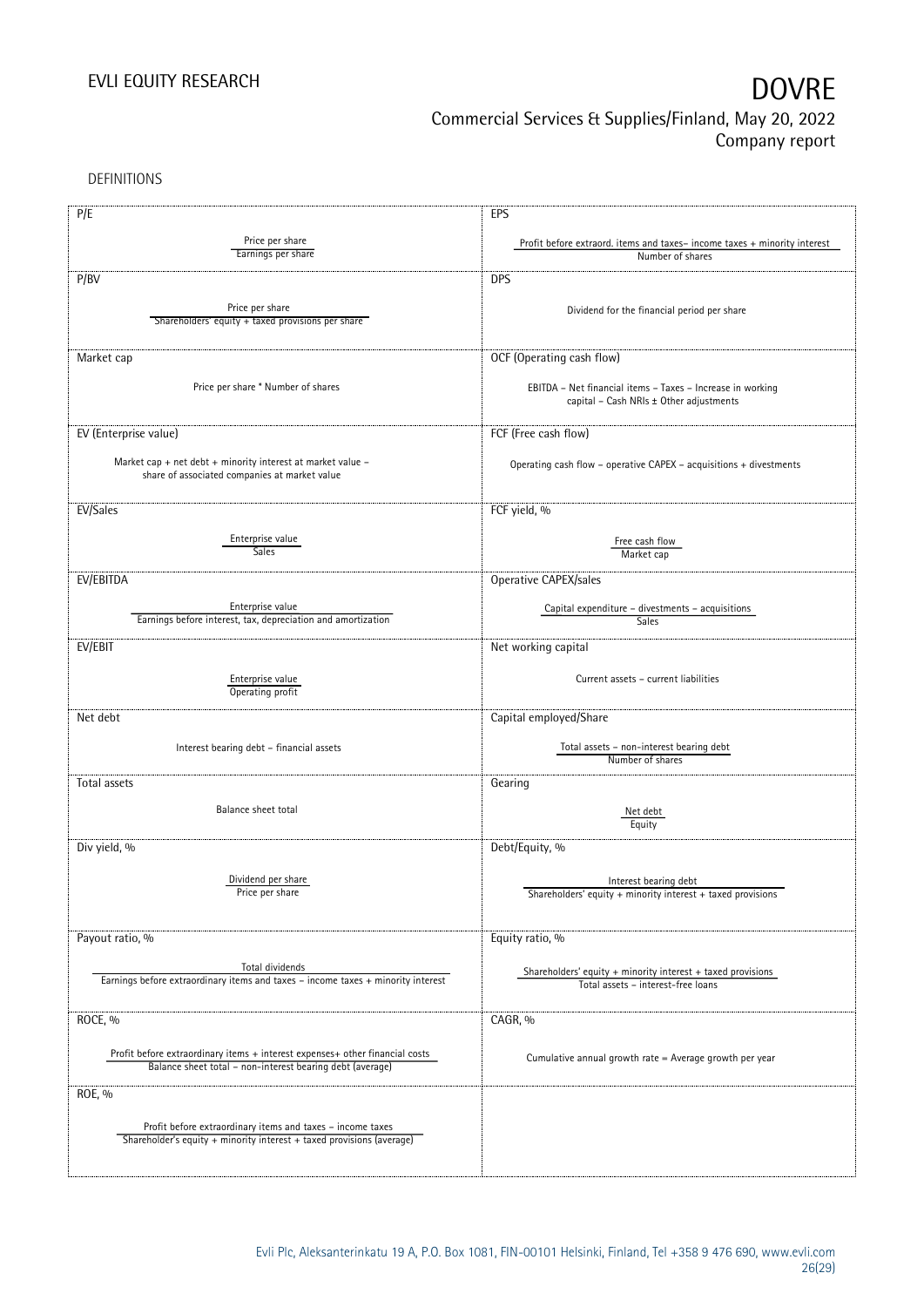DEFINITIONS

| P/E | EPS |
|---|---|
| $\frac{\text{Price per share}}{\text{Earnings per share}}$ | $\frac{\text{Profit before extraord. items and taxes – income taxes + minority interest}}{\text{Number of shares}}$ |
| **P/BV** | **DPS** |
| $\frac{\text{Price per share}}{\text{Shareholders' equity + taxed provisions per share}}$ | Dividend for the financial period per share |
| **Market cap** | **OCF (Operating cash flow)** |
| Price per share * Number of shares | EBITDA – Net financial items – Taxes – Increase in working capital – Cash NRIs ± Other adjustments |
| **EV (Enterprise value)** | **FCF (Free cash flow)** |
| Market cap + net debt + minority interest at market value – share of associated companies at market value | Operating cash flow – operative CAPEX – acquisitions + divestments |
| **EV/Sales** | **FCF yield, %** |
| $\frac{\text{Enterprise value}}{\text{Sales}}$ | $\frac{\text{Free cash flow}}{\text{Market cap}}$ |
| **EV/EBITDA** | **Operative CAPEX/sales** |
| $\frac{\text{Enterprise value}}{\text{Earnings before interest, tax, depreciation and amortization}}$ | $\frac{\text{Capital expenditure – divestments – acquisitions}}{\text{Sales}}$ |
| **EV/EBIT** | **Net working capital** |
| $\frac{\text{Enterprise value}}{\text{Operating profit}}$ | Current assets – current liabilities |
| **Net debt** | **Capital employed/Share** |
| Interest bearing debt – financial assets | $\frac{\text{Total assets – non-interest bearing debt}}{\text{Number of shares}}$ |
| **Total assets** | **Gearing** |
| Balance sheet total | $\frac{\text{Net debt}}{\text{Equity}}$ |
| **Div yield, %** | **Debt/Equity, %** |
| $\frac{\text{Dividend per share}}{\text{Price per share}}$ | $\frac{\text{Interest bearing debt}}{\text{Shareholders' equity + minority interest + taxed provisions}}$ |
| **Payout ratio, %** | **Equity ratio, %** |
| $\frac{\text{Total dividends}}{\text{Earnings before extraordinary items and taxes – income taxes + minority interest}}$ | $\frac{\text{Shareholders' equity + minority interest + taxed provisions}}{\text{Total assets – interest-free loans}}$ |
| **ROCE, %** | **CAGR, %** |
| $\frac{\text{Profit before extraordinary items + interest expenses+ other financial costs}}{\text{Balance sheet total – non-interest bearing debt (average)}}$ | Cumulative annual growth rate = Average growth per year |
| **ROE, %** | |
| $\frac{\text{Profit before extraordinary items and taxes – income taxes}}{\text{Shareholder's equity + minority interest + taxed provisions (average)}}$ | |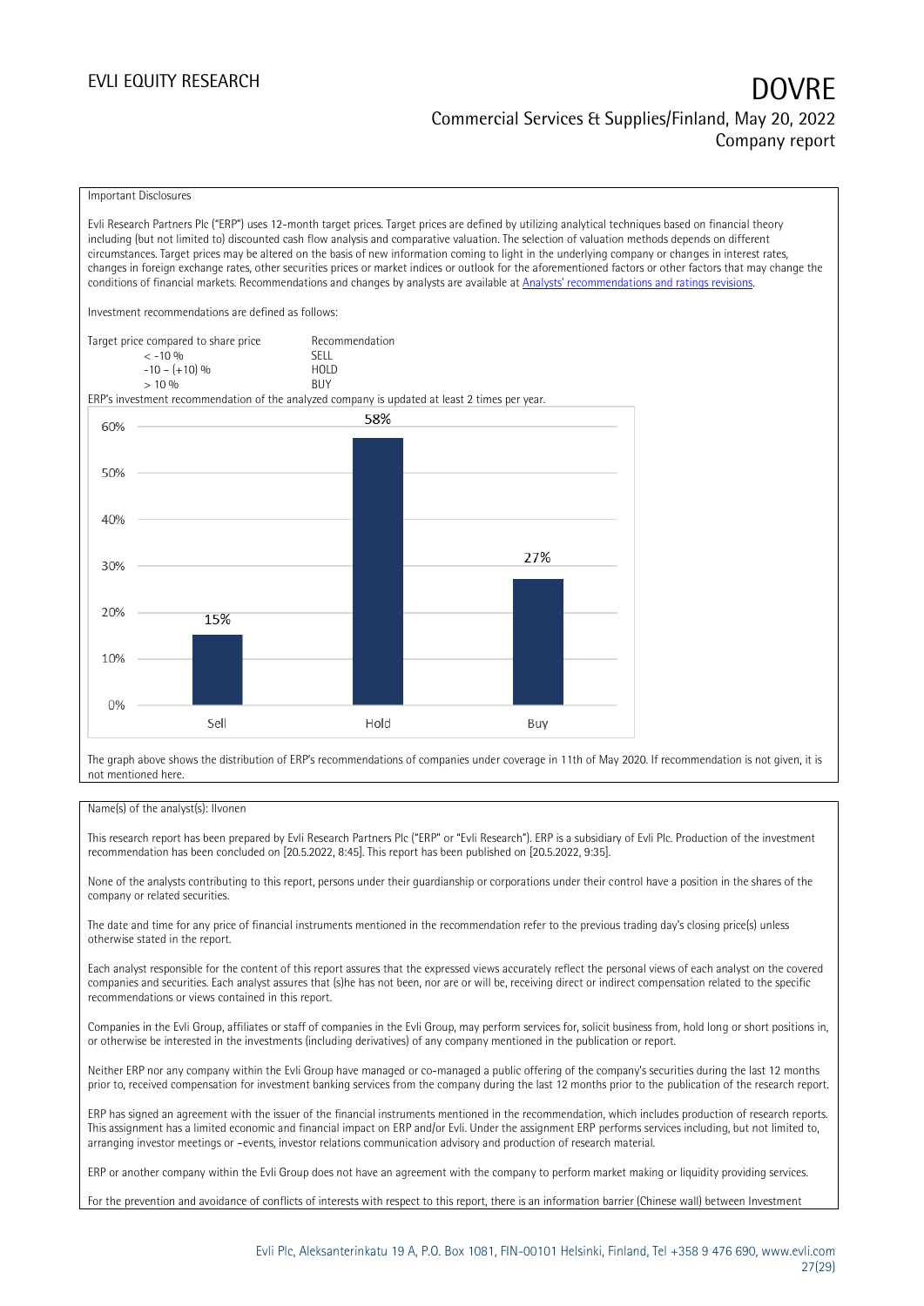Important Disclosures

Evli Research Partners Plc ("ERP") uses 12-month target prices. Target prices are defined by utilizing analytical techniques based on financial theory including (but not limited to) discounted cash flow analysis and comparative valuation. The selection of valuation methods depends on different circumstances. Target prices may be altered on the basis of new information coming to light in the underlying company or changes in interest rates, changes in foreign exchange rates, other securities prices or market indices or outlook for the aforementioned factors or other factors that may change the conditions of financial markets. Recommendations and changes by analysts are available at [Analysts' recommendations and ratings revisions](Analysts' recommendations and ratings revisions).

Investment recommendations are defined as follows:

| Target price compared to share price | Recommendation |
|---|---|
| < -10 % | SELL |
| -10 – (+10) % | HOLD |
| > 10 % | BUY |

ERP's investment recommendation of the analyzed company is updated at least 2 times per year.

| | Sell | Hold | Buy |
|---|---|---|---|
| Share | 15% | 58% | 27% |

The graph above shows the distribution of ERP's recommendations of companies under coverage in 11th of May 2020. If recommendation is not given, it is not mentioned here.

Name(s) of the analyst(s): Ilvonen

This research report has been prepared by Evli Research Partners Plc ("ERP" or "Evli Research"). ERP is a subsidiary of Evli Plc. Production of the investment recommendation has been concluded on [20.5.2022, 8:45]. This report has been published on [20.5.2022, 9:35].

None of the analysts contributing to this report, persons under their guardianship or corporations under their control have a position in the shares of the company or related securities.

The date and time for any price of financial instruments mentioned in the recommendation refer to the previous trading day's closing price(s) unless otherwise stated in the report.

Each analyst responsible for the content of this report assures that the expressed views accurately reflect the personal views of each analyst on the covered companies and securities. Each analyst assures that (s)he has not been, nor are or will be, receiving direct or indirect compensation related to the specific recommendations or views contained in this report.

Companies in the Evli Group, affiliates or staff of companies in the Evli Group, may perform services for, solicit business from, hold long or short positions in, or otherwise be interested in the investments (including derivatives) of any company mentioned in the publication or report.

Neither ERP nor any company within the Evli Group have managed or co-managed a public offering of the company's securities during the last 12 months prior to, received compensation for investment banking services from the company during the last 12 months prior to the publication of the research report.

ERP has signed an agreement with the issuer of the financial instruments mentioned in the recommendation, which includes production of research reports. This assignment has a limited economic and financial impact on ERP and/or Evli. Under the assignment ERP performs services including, but not limited to, arranging investor meetings or –events, investor relations communication advisory and production of research material.

ERP or another company within the Evli Group does not have an agreement with the company to perform market making or liquidity providing services.

For the prevention and avoidance of conflicts of interests with respect to this report, there is an information barrier (Chinese wall) between Investment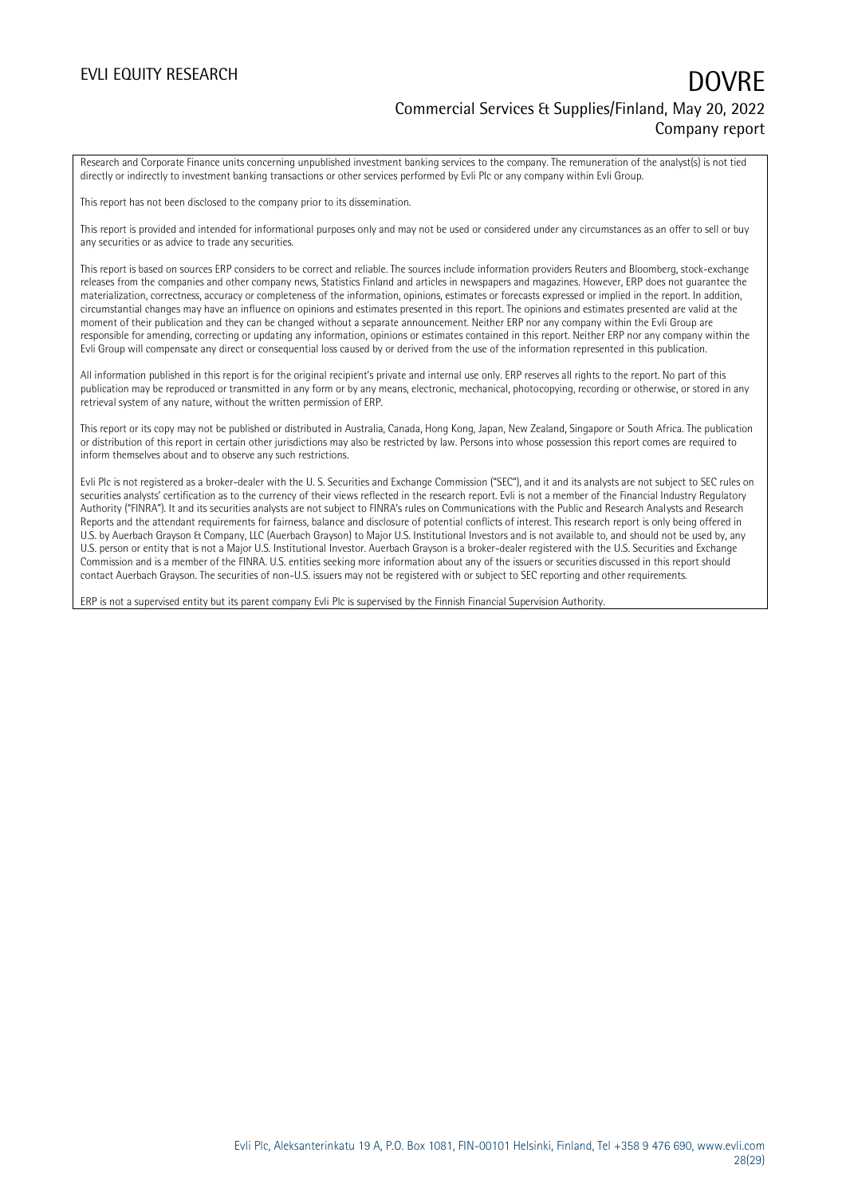Research and Corporate Finance units concerning unpublished investment banking services to the company. The remuneration of the analyst(s) is not tied directly or indirectly to investment banking transactions or other services performed by Evli Plc or any company within Evli Group.

This report has not been disclosed to the company prior to its dissemination.

This report is provided and intended for informational purposes only and may not be used or considered under any circumstances as an offer to sell or buy any securities or as advice to trade any securities.

This report is based on sources ERP considers to be correct and reliable. The sources include information providers Reuters and Bloomberg, stock-exchange releases from the companies and other company news, Statistics Finland and articles in newspapers and magazines. However, ERP does not guarantee the materialization, correctness, accuracy or completeness of the information, opinions, estimates or forecasts expressed or implied in the report. In addition, circumstantial changes may have an influence on opinions and estimates presented in this report. The opinions and estimates presented are valid at the moment of their publication and they can be changed without a separate announcement. Neither ERP nor any company within the Evli Group are responsible for amending, correcting or updating any information, opinions or estimates contained in this report. Neither ERP nor any company within the Evli Group will compensate any direct or consequential loss caused by or derived from the use of the information represented in this publication.

All information published in this report is for the original recipient's private and internal use only. ERP reserves all rights to the report. No part of this publication may be reproduced or transmitted in any form or by any means, electronic, mechanical, photocopying, recording or otherwise, or stored in any retrieval system of any nature, without the written permission of ERP.

This report or its copy may not be published or distributed in Australia, Canada, Hong Kong, Japan, New Zealand, Singapore or South Africa. The publication or distribution of this report in certain other jurisdictions may also be restricted by law. Persons into whose possession this report comes are required to inform themselves about and to observe any such restrictions.

Evli Plc is not registered as a broker-dealer with the U. S. Securities and Exchange Commission ("SEC"), and it and its analysts are not subject to SEC rules on securities analysts' certification as to the currency of their views reflected in the research report. Evli is not a member of the Financial Industry Regulatory Authority ("FINRA"). It and its securities analysts are not subject to FINRA's rules on Communications with the Public and Research Analysts and Research Reports and the attendant requirements for fairness, balance and disclosure of potential conflicts of interest. This research report is only being offered in U.S. by Auerbach Grayson & Company, LLC (Auerbach Grayson) to Major U.S. Institutional Investors and is not available to, and should not be used by, any U.S. person or entity that is not a Major U.S. Institutional Investor. Auerbach Grayson is a broker-dealer registered with the U.S. Securities and Exchange Commission and is a member of the FINRA. U.S. entities seeking more information about any of the issuers or securities discussed in this report should contact Auerbach Grayson. The securities of non-U.S. issuers may not be registered with or subject to SEC reporting and other requirements.

ERP is not a supervised entity but its parent company Evli Plc is supervised by the Finnish Financial Supervision Authority.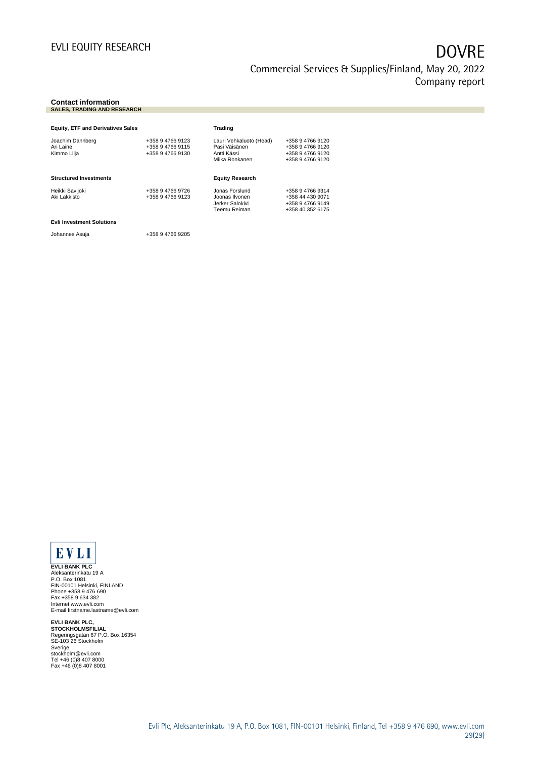## Contact information

**SALES, TRADING AND RESEARCH**

**Equity, ETF and Derivatives Sales**

| | |
|---|---|
| Joachim Dannberg | +358 9 4766 9123 |
| Ari Laine | +358 9 4766 9115 |
| Kimmo Lilja | +358 9 4766 9130 |

**Trading**

| | |
|---|---|
| Lauri Vehkaluoto (Head) | +358 9 4766 9120 |
| Pasi Väisänen | +358 9 4766 9120 |
| Antti Kässi | +358 9 4766 9120 |
| Miika Ronkanen | +358 9 4766 9120 |

**Structured Investments**

| | |
|---|---|
| Heikki Savijoki | +358 9 4766 9726 |
| Aki Lakkisto | +358 9 4766 9123 |

**Equity Research**

| | |
|---|---|
| Jonas Forslund | +358 9 4766 9314 |
| Joonas Ilvonen | +358 44 430 9071 |
| Jerker Salokivi | +358 9 4766 9149 |
| Teemu Reiman | +358 40 352 6175 |

**Evli Investment Solutions**

| | |
|---|---|
| Johannes Asuja | +358 9 4766 9205 |

EVLI

**EVLI BANK PLC**
Aleksanterinkatu 19 A
P.O. Box 1081
FIN-00101 Helsinki, FINLAND
Phone +358 9 476 690
Fax +358 9 634 382
Internet www.evli.com
E-mail firstname.lastname@evli.com

**EVLI BANK PLC, STOCKHOLMSFILIAL**
Regeringsgatan 67 P.O. Box 16354
SE-103 26 Stockholm
Sverige
stockholm@evli.com
Tel +46 (0)8 407 8000
Fax +46 (0)8 407 8001